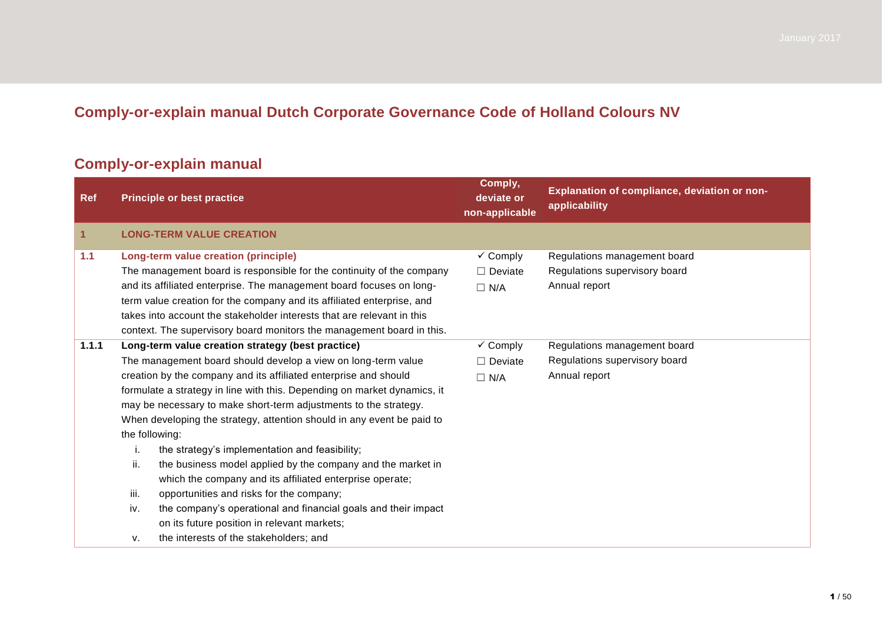# Comply-or-explain manual Dutch Corporate Governance Code of Holland Colours NV

## Comply-or-explain manual

| Ref | Principle or best practice | Comply, deviate or non-applicable | Explanation of compliance, deviation or non-applicability |
|---|---|---|---|
| **1** | **LONG-TERM VALUE CREATION** | | |
| **1.1** | **Long-term value creation (principle)**<br>The management board is responsible for the continuity of the company and its affiliated enterprise. The management board focuses on long-term value creation for the company and its affiliated enterprise, and takes into account the stakeholder interests that are relevant in this context. The supervisory board monitors the management board in this. | ✓ Comply<br>☐ Deviate<br>☐ N/A | Regulations management board<br>Regulations supervisory board<br>Annual report |
| **1.1.1** | **Long-term value creation strategy (best practice)**<br>The management board should develop a view on long-term value creation by the company and its affiliated enterprise and should formulate a strategy in line with this. Depending on market dynamics, it may be necessary to make short-term adjustments to the strategy. When developing the strategy, attention should in any event be paid to the following:<br>i. the strategy's implementation and feasibility;<br>ii. the business model applied by the company and the market in which the company and its affiliated enterprise operate;<br>iii. opportunities and risks for the company;<br>iv. the company's operational and financial goals and their impact on its future position in relevant markets;<br>v. the interests of the stakeholders; and | ✓ Comply<br>☐ Deviate<br>☐ N/A | Regulations management board<br>Regulations supervisory board<br>Annual report |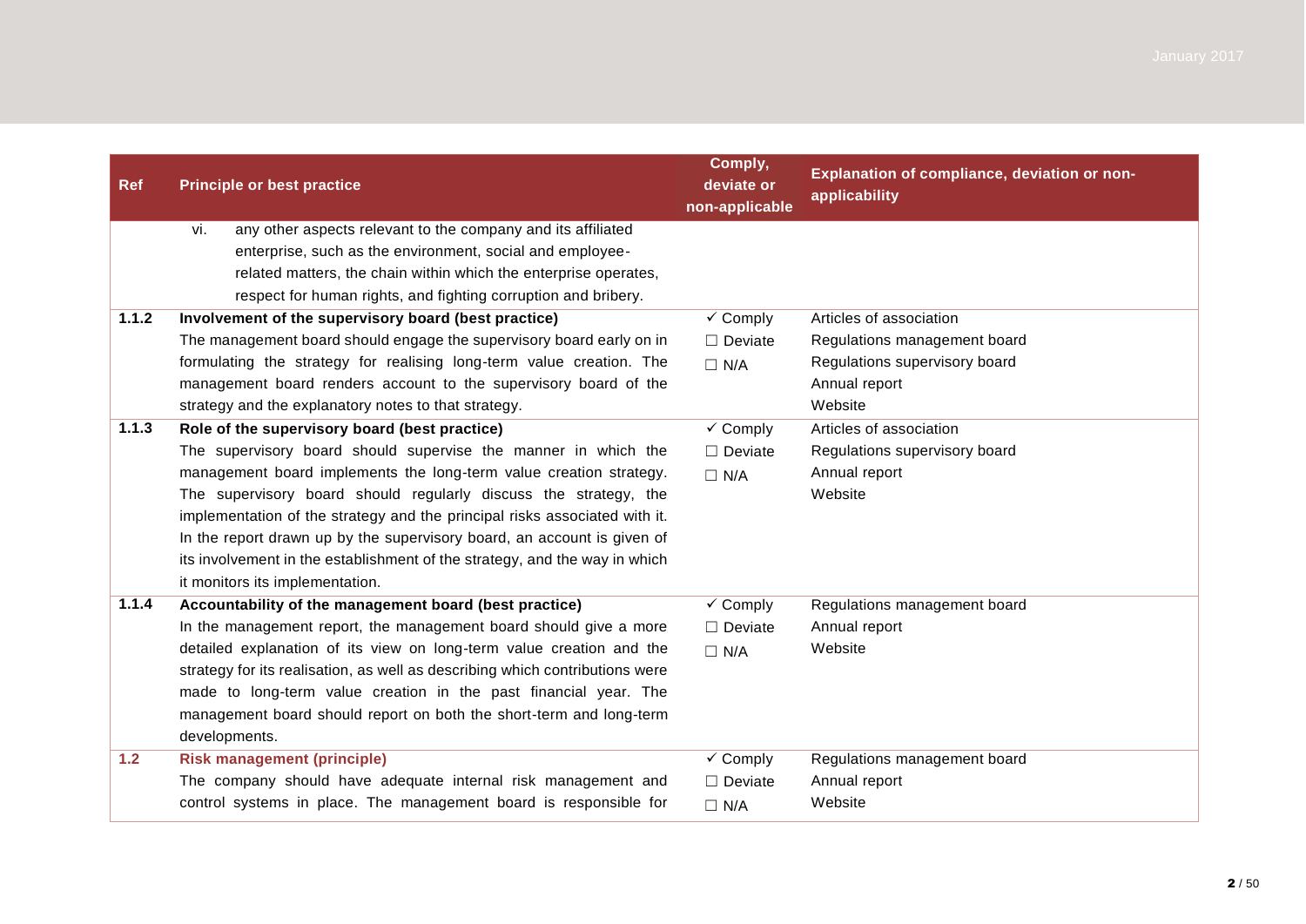| Ref | Principle or best practice | Comply, deviate or non-applicable | Explanation of compliance, deviation or non-applicability |
| --- | --- | --- | --- |
| | vi. any other aspects relevant to the company and its affiliated enterprise, such as the environment, social and employee-related matters, the chain within which the enterprise operates, respect for human rights, and fighting corruption and bribery. | | |
| 1.1.2 | **Involvement of the supervisory board (best practice)**<br>The management board should engage the supervisory board early on in formulating the strategy for realising long-term value creation. The management board renders account to the supervisory board of the strategy and the explanatory notes to that strategy. | ✓ Comply<br>☐ Deviate<br>☐ N/A | Articles of association<br>Regulations management board<br>Regulations supervisory board<br>Annual report<br>Website |
| 1.1.3 | **Role of the supervisory board (best practice)**<br>The supervisory board should supervise the manner in which the management board implements the long-term value creation strategy. The supervisory board should regularly discuss the strategy, the implementation of the strategy and the principal risks associated with it. In the report drawn up by the supervisory board, an account is given of its involvement in the establishment of the strategy, and the way in which it monitors its implementation. | ✓ Comply<br>☐ Deviate<br>☐ N/A | Articles of association<br>Regulations supervisory board<br>Annual report<br>Website |
| 1.1.4 | **Accountability of the management board (best practice)**<br>In the management report, the management board should give a more detailed explanation of its view on long-term value creation and the strategy for its realisation, as well as describing which contributions were made to long-term value creation in the past financial year. The management board should report on both the short-term and long-term developments. | ✓ Comply<br>☐ Deviate<br>☐ N/A | Regulations management board<br>Annual report<br>Website |
| 1.2 | **Risk management (principle)**<br>The company should have adequate internal risk management and control systems in place. The management board is responsible for | ✓ Comply<br>☐ Deviate<br>☐ N/A | Regulations management board<br>Annual report<br>Website |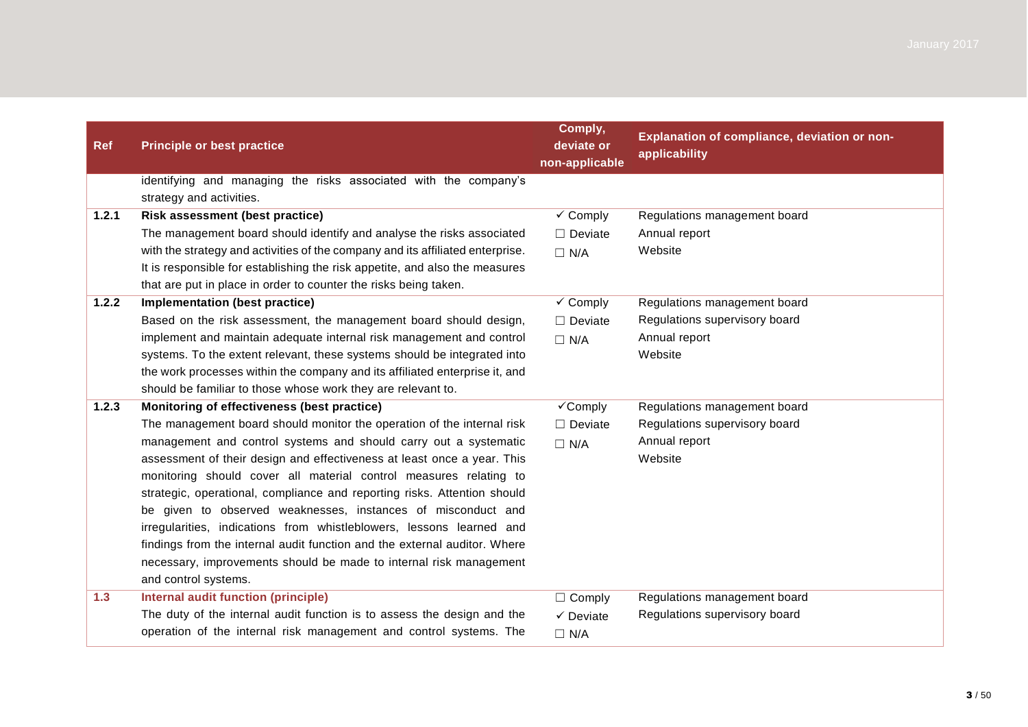| Ref | Principle or best practice | Comply, deviate or non-applicable | Explanation of compliance, deviation or non-applicability |
|---|---|---|---|
| | identifying and managing the risks associated with the company's strategy and activities. | | |
| 1.2.1 | **Risk assessment (best practice)**<br>The management board should identify and analyse the risks associated with the strategy and activities of the company and its affiliated enterprise. It is responsible for establishing the risk appetite, and also the measures that are put in place in order to counter the risks being taken. | ✓ Comply<br>☐ Deviate<br>☐ N/A | Regulations management board<br>Annual report<br>Website |
| 1.2.2 | **Implementation (best practice)**<br>Based on the risk assessment, the management board should design, implement and maintain adequate internal risk management and control systems. To the extent relevant, these systems should be integrated into the work processes within the company and its affiliated enterprise it, and should be familiar to those whose work they are relevant to. | ✓ Comply<br>☐ Deviate<br>☐ N/A | Regulations management board<br>Regulations supervisory board<br>Annual report<br>Website |
| 1.2.3 | **Monitoring of effectiveness (best practice)**<br>The management board should monitor the operation of the internal risk management and control systems and should carry out a systematic assessment of their design and effectiveness at least once a year. This monitoring should cover all material control measures relating to strategic, operational, compliance and reporting risks. Attention should be given to observed weaknesses, instances of misconduct and irregularities, indications from whistleblowers, lessons learned and findings from the internal audit function and the external auditor. Where necessary, improvements should be made to internal risk management and control systems. | ✓Comply<br>☐ Deviate<br>☐ N/A | Regulations management board<br>Regulations supervisory board<br>Annual report<br>Website |
| 1.3 | **Internal audit function (principle)**<br>The duty of the internal audit function is to assess the design and the operation of the internal risk management and control systems. The | ☐ Comply<br>✓ Deviate<br>☐ N/A | Regulations management board<br>Regulations supervisory board |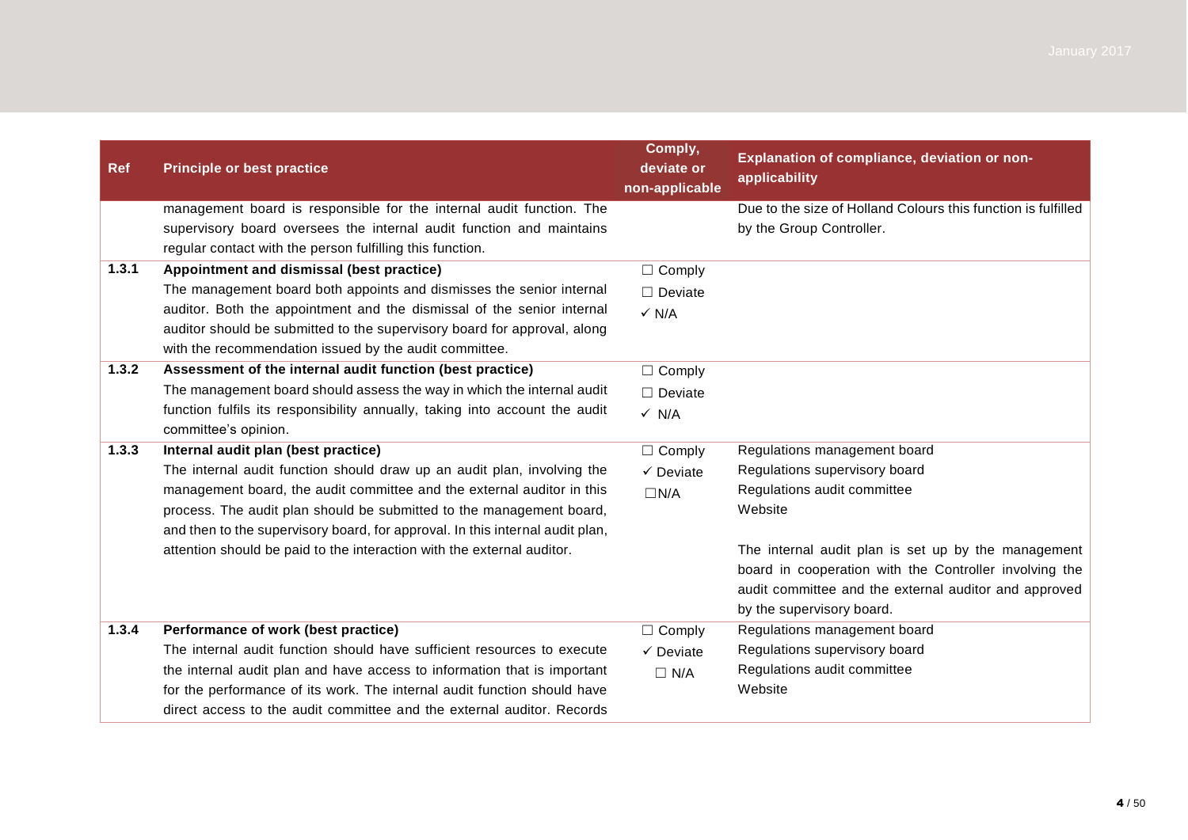| Ref | Principle or best practice | Comply, deviate or non-applicable | Explanation of compliance, deviation or non-applicability |
|---|---|---|---|
| | management board is responsible for the internal audit function. The supervisory board oversees the internal audit function and maintains regular contact with the person fulfilling this function. | | Due to the size of Holland Colours this function is fulfilled by the Group Controller. |
| 1.3.1 | **Appointment and dismissal (best practice)**<br>The management board both appoints and dismisses the senior internal auditor. Both the appointment and the dismissal of the senior internal auditor should be submitted to the supervisory board for approval, along with the recommendation issued by the audit committee. | ☐ Comply<br>☐ Deviate<br>✓ N/A | |
| 1.3.2 | **Assessment of the internal audit function (best practice)**<br>The management board should assess the way in which the internal audit function fulfils its responsibility annually, taking into account the audit committee's opinion. | ☐ Comply<br>☐ Deviate<br>✓ N/A | |
| 1.3.3 | **Internal audit plan (best practice)**<br>The internal audit function should draw up an audit plan, involving the management board, the audit committee and the external auditor in this process. The audit plan should be submitted to the management board, and then to the supervisory board, for approval. In this internal audit plan, attention should be paid to the interaction with the external auditor. | ☐ Comply<br>✓ Deviate<br>☐N/A | Regulations management board<br>Regulations supervisory board<br>Regulations audit committee<br>Website<br><br>The internal audit plan is set up by the management board in cooperation with the Controller involving the audit committee and the external auditor and approved by the supervisory board. |
| 1.3.4 | **Performance of work (best practice)**<br>The internal audit function should have sufficient resources to execute the internal audit plan and have access to information that is important for the performance of its work. The internal audit function should have direct access to the audit committee and the external auditor. Records | ☐ Comply<br>✓ Deviate<br>☐ N/A | Regulations management board<br>Regulations supervisory board<br>Regulations audit committee<br>Website |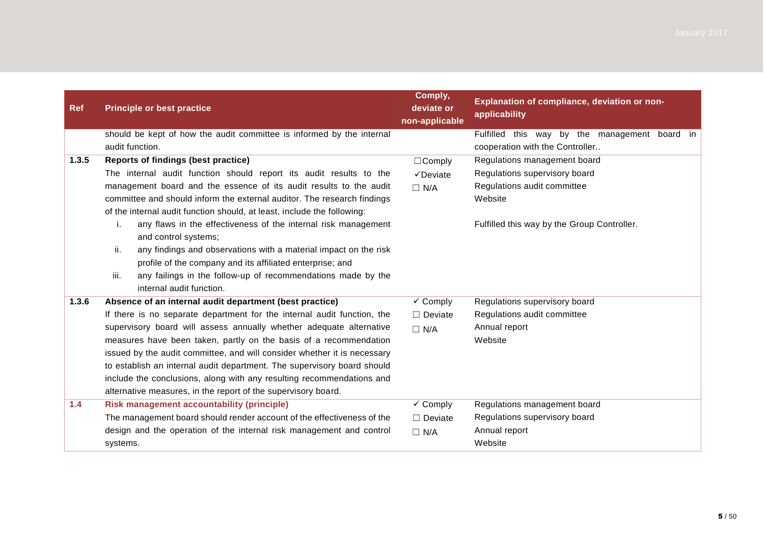| Ref | Principle or best practice | Comply, deviate or non-applicable | Explanation of compliance, deviation or non-applicability |
|---|---|---|---|
| | should be kept of how the audit committee is informed by the internal audit function. | | Fulfilled this way by the management board in cooperation with the Controller.. |
| 1.3.5 | **Reports of findings (best practice)**<br>The internal audit function should report its audit results to the management board and the essence of its audit results to the audit committee and should inform the external auditor. The research findings of the internal audit function should, at least, include the following:<br>i. any flaws in the effectiveness of the internal risk management and control systems;<br>ii. any findings and observations with a material impact on the risk profile of the company and its affiliated enterprise; and<br>iii. any failings in the follow-up of recommendations made by the internal audit function. | ☐Comply<br>✓Deviate<br>☐ N/A | Regulations management board<br>Regulations supervisory board<br>Regulations audit committee<br>Website<br><br>Fulfilled this way by the Group Controller. |
| 1.3.6 | **Absence of an internal audit department (best practice)**<br>If there is no separate department for the internal audit function, the supervisory board will assess annually whether adequate alternative measures have been taken, partly on the basis of a recommendation issued by the audit committee, and will consider whether it is necessary to establish an internal audit department. The supervisory board should include the conclusions, along with any resulting recommendations and alternative measures, in the report of the supervisory board. | ✓ Comply<br>☐ Deviate<br>☐ N/A | Regulations supervisory board<br>Regulations audit committee<br>Annual report<br>Website |
| 1.4 | **Risk management accountability (principle)**<br>The management board should render account of the effectiveness of the design and the operation of the internal risk management and control systems. | ✓ Comply<br>☐ Deviate<br>☐ N/A | Regulations management board<br>Regulations supervisory board<br>Annual report<br>Website |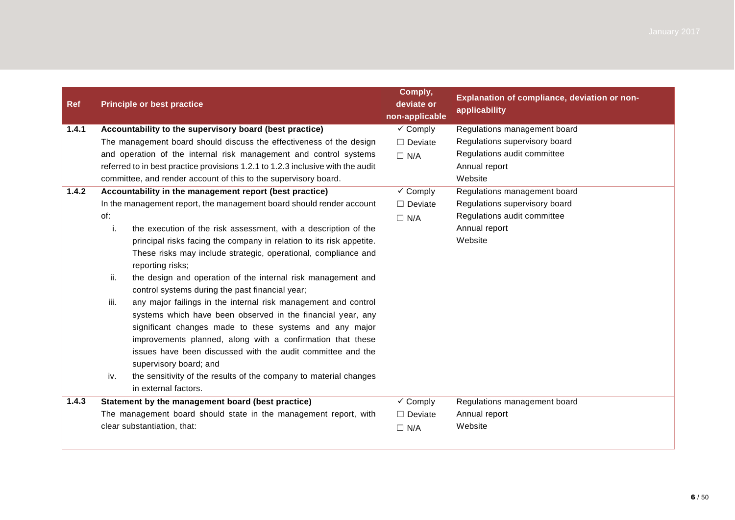| Ref | Principle or best practice | Comply, deviate or non-applicable | Explanation of compliance, deviation or non-applicability |
|---|---|---|---|
| 1.4.1 | **Accountability to the supervisory board (best practice)**<br>The management board should discuss the effectiveness of the design and operation of the internal risk management and control systems referred to in best practice provisions 1.2.1 to 1.2.3 inclusive with the audit committee, and render account of this to the supervisory board. | ✓ Comply<br>☐ Deviate<br>☐ N/A | Regulations management board<br>Regulations supervisory board<br>Regulations audit committee<br>Annual report<br>Website |
| 1.4.2 | **Accountability in the management report (best practice)**<br>In the management report, the management board should render account of:<br>i. the execution of the risk assessment, with a description of the principal risks facing the company in relation to its risk appetite. These risks may include strategic, operational, compliance and reporting risks;<br>ii. the design and operation of the internal risk management and control systems during the past financial year;<br>iii. any major failings in the internal risk management and control systems which have been observed in the financial year, any significant changes made to these systems and any major improvements planned, along with a confirmation that these issues have been discussed with the audit committee and the supervisory board; and<br>iv. the sensitivity of the results of the company to material changes in external factors. | ✓ Comply<br>☐ Deviate<br>☐ N/A | Regulations management board<br>Regulations supervisory board<br>Regulations audit committee<br>Annual report<br>Website |
| 1.4.3 | **Statement by the management board (best practice)**<br>The management board should state in the management report, with clear substantiation, that: | ✓ Comply<br>☐ Deviate<br>☐ N/A | Regulations management board<br>Annual report<br>Website |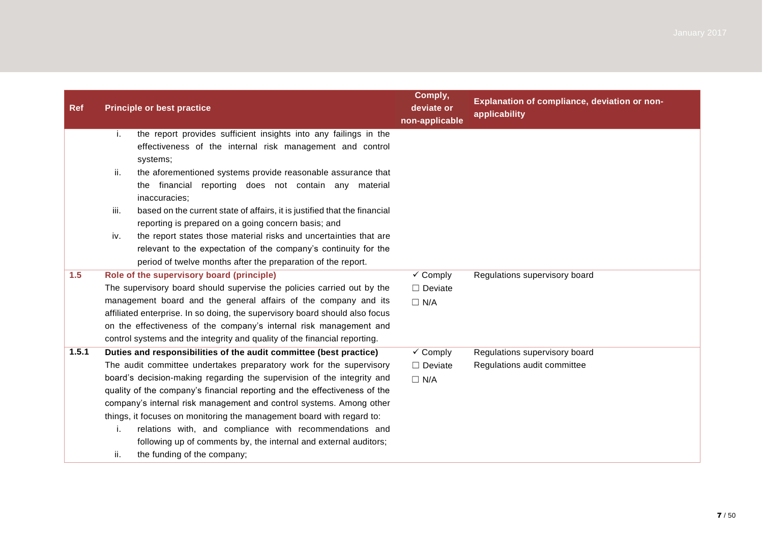| Ref | Principle or best practice | Comply, deviate or non-applicable | Explanation of compliance, deviation or non-applicability |
|---|---|---|---|
| | i. the report provides sufficient insights into any failings in the effectiveness of the internal risk management and control systems;<br>ii. the aforementioned systems provide reasonable assurance that the financial reporting does not contain any material inaccuracies;<br>iii. based on the current state of affairs, it is justified that the financial reporting is prepared on a going concern basis; and<br>iv. the report states those material risks and uncertainties that are relevant to the expectation of the company's continuity for the period of twelve months after the preparation of the report. | | |
| **1.5** | **Role of the supervisory board (principle)**<br>The supervisory board should supervise the policies carried out by the management board and the general affairs of the company and its affiliated enterprise. In so doing, the supervisory board should also focus on the effectiveness of the company's internal risk management and control systems and the integrity and quality of the financial reporting. | ✓ Comply<br>☐ Deviate<br>☐ N/A | Regulations supervisory board |
| **1.5.1** | **Duties and responsibilities of the audit committee (best practice)**<br>The audit committee undertakes preparatory work for the supervisory board's decision-making regarding the supervision of the integrity and quality of the company's financial reporting and the effectiveness of the company's internal risk management and control systems. Among other things, it focuses on monitoring the management board with regard to:<br>i. relations with, and compliance with recommendations and following up of comments by, the internal and external auditors;<br>ii. the funding of the company; | ✓ Comply<br>☐ Deviate<br>☐ N/A | Regulations supervisory board<br>Regulations audit committee |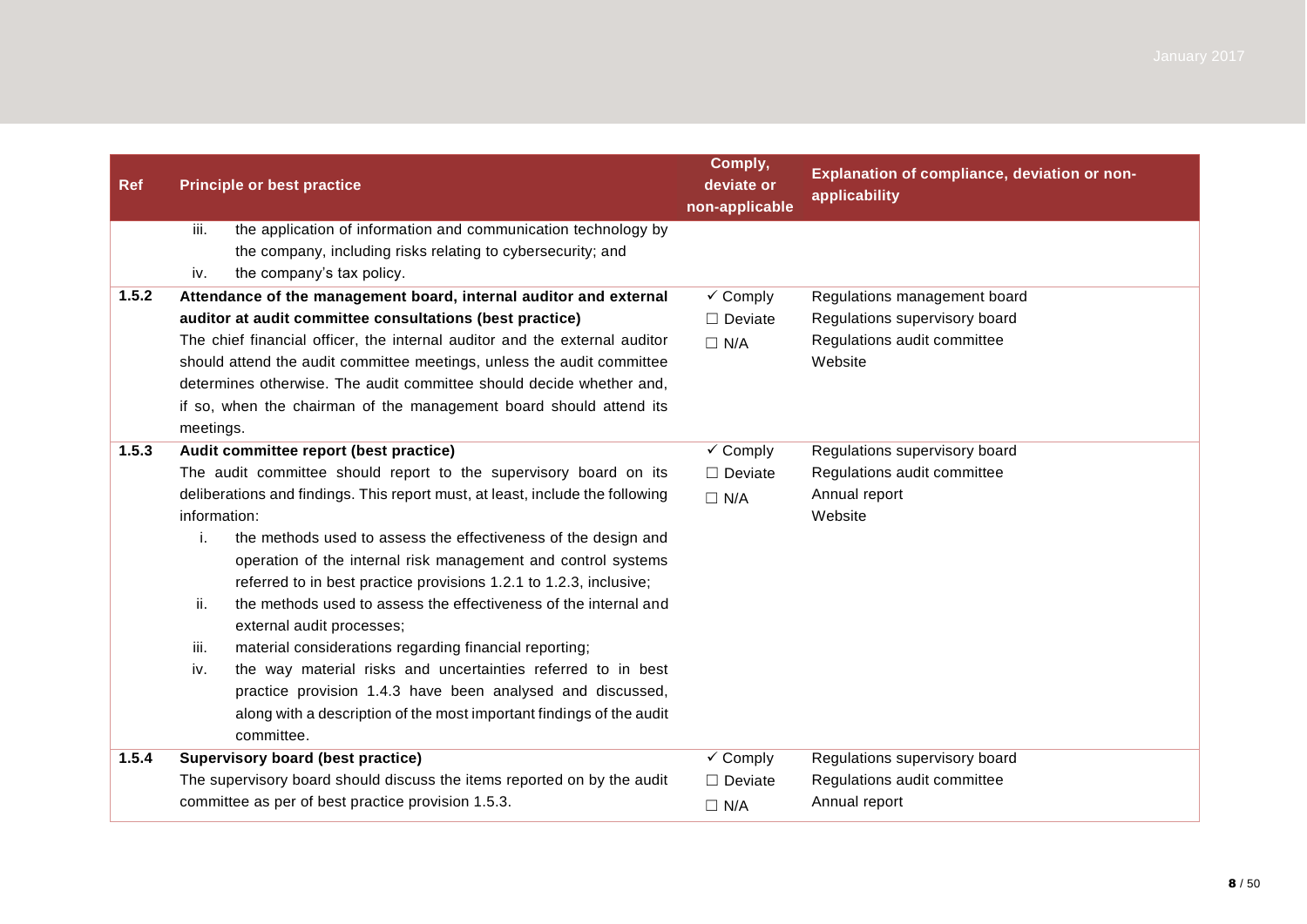| Ref | Principle or best practice | Comply, deviate or non-applicable | Explanation of compliance, deviation or non-applicability |
|---|---|---|---|
| | iii. the application of information and communication technology by the company, including risks relating to cybersecurity; and<br>iv. the company's tax policy. | | |
| 1.5.2 | **Attendance of the management board, internal auditor and external auditor at audit committee consultations (best practice)**<br>The chief financial officer, the internal auditor and the external auditor should attend the audit committee meetings, unless the audit committee determines otherwise. The audit committee should decide whether and, if so, when the chairman of the management board should attend its meetings. | ✓ Comply<br>☐ Deviate<br>☐ N/A | Regulations management board<br>Regulations supervisory board<br>Regulations audit committee<br>Website |
| 1.5.3 | **Audit committee report (best practice)**<br>The audit committee should report to the supervisory board on its deliberations and findings. This report must, at least, include the following information:<br>i. the methods used to assess the effectiveness of the design and operation of the internal risk management and control systems referred to in best practice provisions 1.2.1 to 1.2.3, inclusive;<br>ii. the methods used to assess the effectiveness of the internal and external audit processes;<br>iii. material considerations regarding financial reporting;<br>iv. the way material risks and uncertainties referred to in best practice provision 1.4.3 have been analysed and discussed, along with a description of the most important findings of the audit committee. | ✓ Comply<br>☐ Deviate<br>☐ N/A | Regulations supervisory board<br>Regulations audit committee<br>Annual report<br>Website |
| 1.5.4 | **Supervisory board (best practice)**<br>The supervisory board should discuss the items reported on by the audit committee as per of best practice provision 1.5.3. | ✓ Comply<br>☐ Deviate<br>☐ N/A | Regulations supervisory board<br>Regulations audit committee<br>Annual report |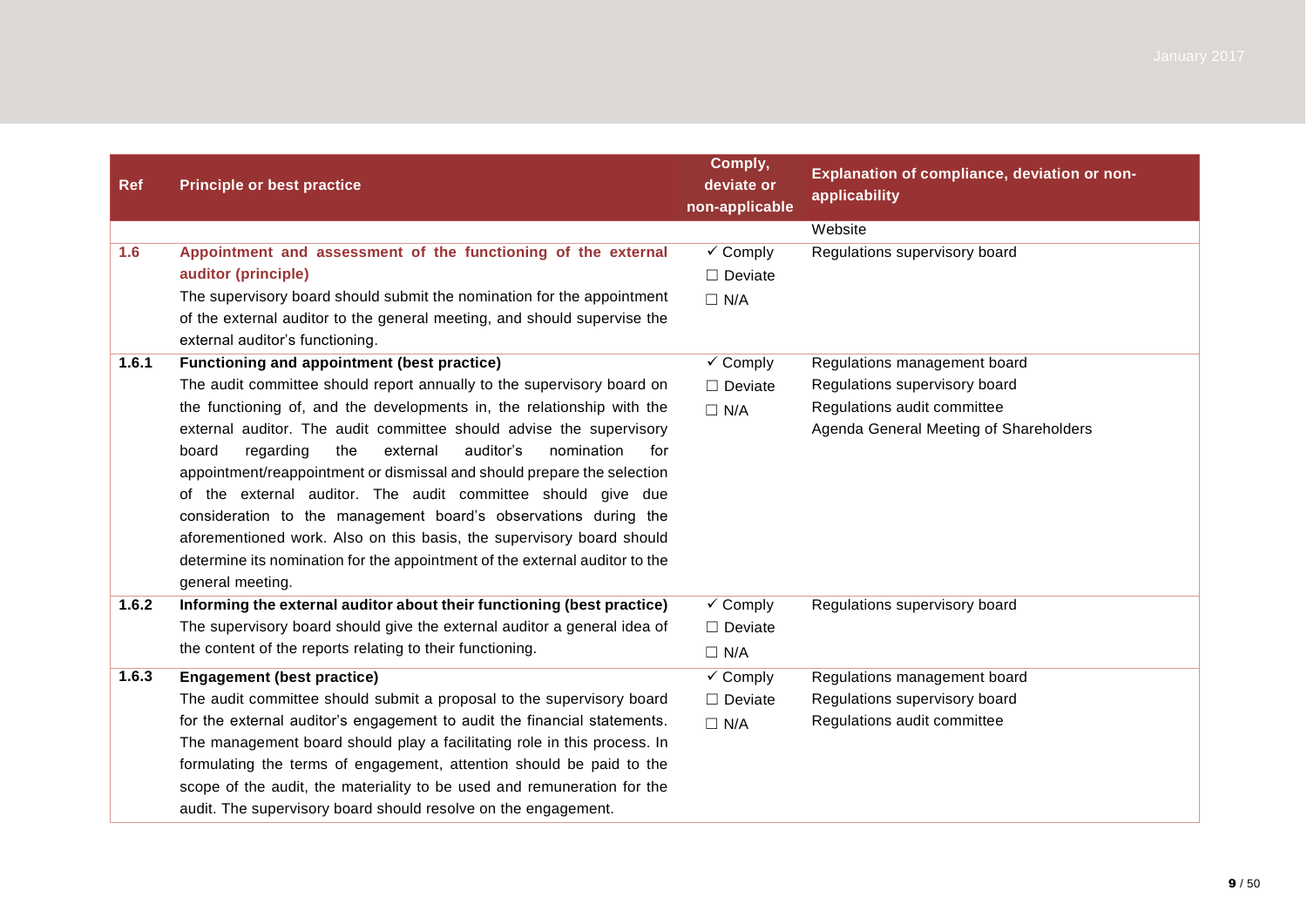| Ref | Principle or best practice | Comply, deviate or non-applicable | Explanation of compliance, deviation or non-applicability |
|---|---|---|---|
| | | | Website |
| 1.6 | **Appointment and assessment of the functioning of the external auditor (principle)**<br>The supervisory board should submit the nomination for the appointment of the external auditor to the general meeting, and should supervise the external auditor's functioning. | ✓ Comply<br>☐ Deviate<br>☐ N/A | Regulations supervisory board |
| 1.6.1 | **Functioning and appointment (best practice)**<br>The audit committee should report annually to the supervisory board on the functioning of, and the developments in, the relationship with the external auditor. The audit committee should advise the supervisory board regarding the external auditor's nomination for appointment/reappointment or dismissal and should prepare the selection of the external auditor. The audit committee should give due consideration to the management board's observations during the aforementioned work. Also on this basis, the supervisory board should determine its nomination for the appointment of the external auditor to the general meeting. | ✓ Comply<br>☐ Deviate<br>☐ N/A | Regulations management board<br>Regulations supervisory board<br>Regulations audit committee<br>Agenda General Meeting of Shareholders |
| 1.6.2 | **Informing the external auditor about their functioning (best practice)**<br>The supervisory board should give the external auditor a general idea of the content of the reports relating to their functioning. | ✓ Comply<br>☐ Deviate<br>☐ N/A | Regulations supervisory board |
| 1.6.3 | **Engagement (best practice)**<br>The audit committee should submit a proposal to the supervisory board for the external auditor's engagement to audit the financial statements. The management board should play a facilitating role in this process. In formulating the terms of engagement, attention should be paid to the scope of the audit, the materiality to be used and remuneration for the audit. The supervisory board should resolve on the engagement. | ✓ Comply<br>☐ Deviate<br>☐ N/A | Regulations management board<br>Regulations supervisory board<br>Regulations audit committee |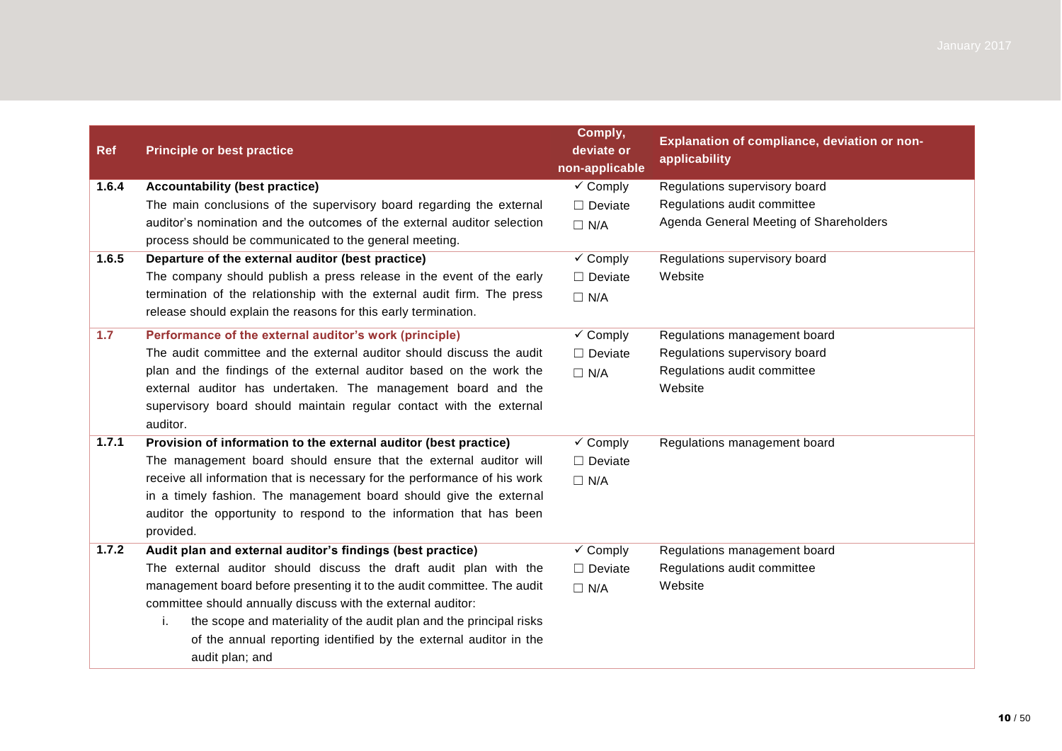| Ref | Principle or best practice | Comply, deviate or non-applicable | Explanation of compliance, deviation or non-applicability |
|---|---|---|---|
| 1.6.4 | **Accountability (best practice)**<br>The main conclusions of the supervisory board regarding the external auditor's nomination and the outcomes of the external auditor selection process should be communicated to the general meeting. | ✓ Comply<br>☐ Deviate<br>☐ N/A | Regulations supervisory board<br>Regulations audit committee<br>Agenda General Meeting of Shareholders |
| 1.6.5 | **Departure of the external auditor (best practice)**<br>The company should publish a press release in the event of the early termination of the relationship with the external audit firm. The press release should explain the reasons for this early termination. | ✓ Comply<br>☐ Deviate<br>☐ N/A | Regulations supervisory board<br>Website |
| 1.7 | **Performance of the external auditor's work (principle)**<br>The audit committee and the external auditor should discuss the audit plan and the findings of the external auditor based on the work the external auditor has undertaken. The management board and the supervisory board should maintain regular contact with the external auditor. | ✓ Comply<br>☐ Deviate<br>☐ N/A | Regulations management board<br>Regulations supervisory board<br>Regulations audit committee<br>Website |
| 1.7.1 | **Provision of information to the external auditor (best practice)**<br>The management board should ensure that the external auditor will receive all information that is necessary for the performance of his work in a timely fashion. The management board should give the external auditor the opportunity to respond to the information that has been provided. | ✓ Comply<br>☐ Deviate<br>☐ N/A | Regulations management board |
| 1.7.2 | **Audit plan and external auditor's findings (best practice)**<br>The external auditor should discuss the draft audit plan with the management board before presenting it to the audit committee. The audit committee should annually discuss with the external auditor:<br>i. the scope and materiality of the audit plan and the principal risks of the annual reporting identified by the external auditor in the audit plan; and | ✓ Comply<br>☐ Deviate<br>☐ N/A | Regulations management board<br>Regulations audit committee<br>Website |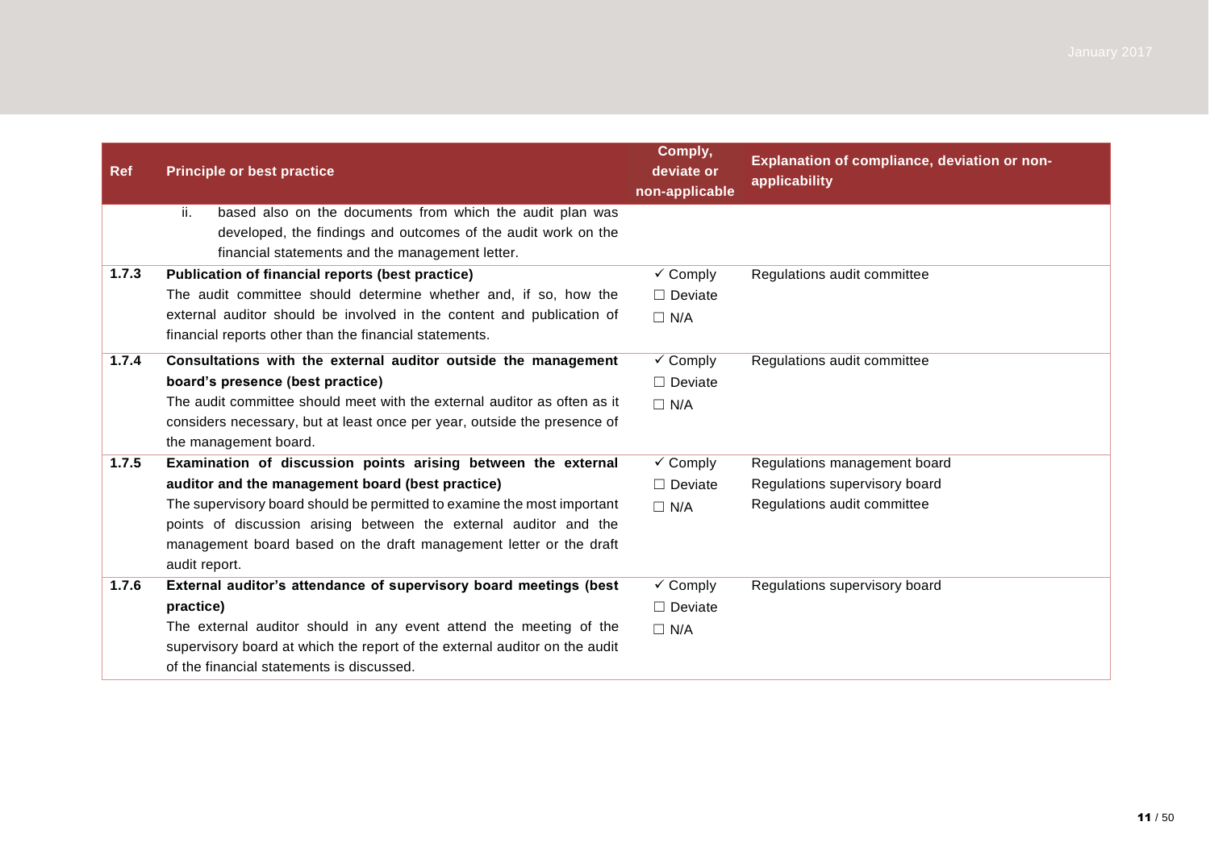| Ref | Principle or best practice | Comply, deviate or non-applicable | Explanation of compliance, deviation or non-applicability |
|---|---|---|---|
| | ii. based also on the documents from which the audit plan was developed, the findings and outcomes of the audit work on the financial statements and the management letter. | | |
| 1.7.3 | **Publication of financial reports (best practice)**<br>The audit committee should determine whether and, if so, how the external auditor should be involved in the content and publication of financial reports other than the financial statements. | ✓ Comply<br>☐ Deviate<br>☐ N/A | Regulations audit committee |
| 1.7.4 | **Consultations with the external auditor outside the management board's presence (best practice)**<br>The audit committee should meet with the external auditor as often as it considers necessary, but at least once per year, outside the presence of the management board. | ✓ Comply<br>☐ Deviate<br>☐ N/A | Regulations audit committee |
| 1.7.5 | **Examination of discussion points arising between the external auditor and the management board (best practice)**<br>The supervisory board should be permitted to examine the most important points of discussion arising between the external auditor and the management board based on the draft management letter or the draft audit report. | ✓ Comply<br>☐ Deviate<br>☐ N/A | Regulations management board<br>Regulations supervisory board<br>Regulations audit committee |
| 1.7.6 | **External auditor's attendance of supervisory board meetings (best practice)**<br>The external auditor should in any event attend the meeting of the supervisory board at which the report of the external auditor on the audit of the financial statements is discussed. | ✓ Comply<br>☐ Deviate<br>☐ N/A | Regulations supervisory board |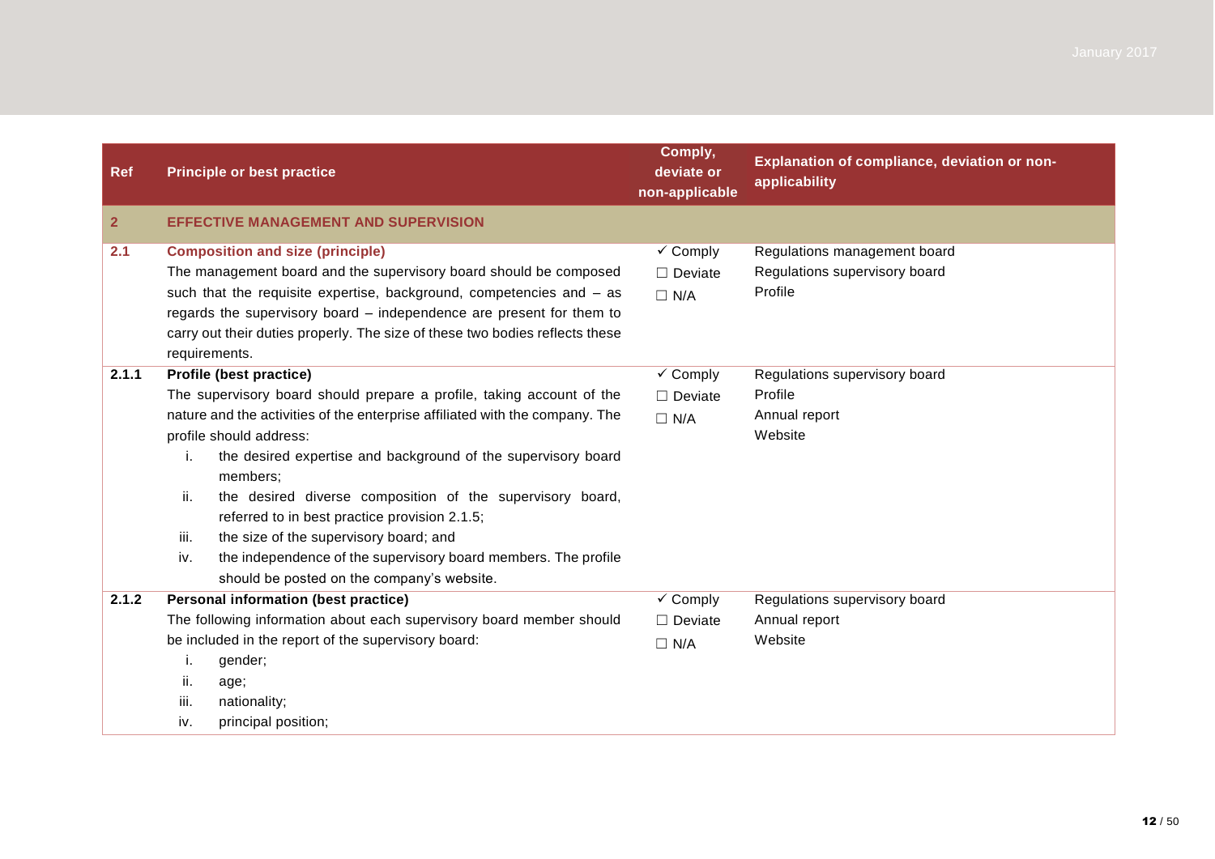| Ref | Principle or best practice | Comply, deviate or non-applicable | Explanation of compliance, deviation or non-applicability |
|---|---|---|---|
| **2** | **EFFECTIVE MANAGEMENT AND SUPERVISION** | | |
| **2.1** | **Composition and size (principle)**<br>The management board and the supervisory board should be composed such that the requisite expertise, background, competencies and – as regards the supervisory board – independence are present for them to carry out their duties properly. The size of these two bodies reflects these requirements. | ✓ Comply<br>☐ Deviate<br>☐ N/A | Regulations management board<br>Regulations supervisory board<br>Profile |
| **2.1.1** | **Profile (best practice)**<br>The supervisory board should prepare a profile, taking account of the nature and the activities of the enterprise affiliated with the company. The profile should address:<br>i. the desired expertise and background of the supervisory board members;<br>ii. the desired diverse composition of the supervisory board, referred to in best practice provision 2.1.5;<br>iii. the size of the supervisory board; and<br>iv. the independence of the supervisory board members. The profile should be posted on the company's website. | ✓ Comply<br>☐ Deviate<br>☐ N/A | Regulations supervisory board<br>Profile<br>Annual report<br>Website |
| **2.1.2** | **Personal information (best practice)**<br>The following information about each supervisory board member should be included in the report of the supervisory board:<br>i. gender;<br>ii. age;<br>iii. nationality;<br>iv. principal position; | ✓ Comply<br>☐ Deviate<br>☐ N/A | Regulations supervisory board<br>Annual report<br>Website |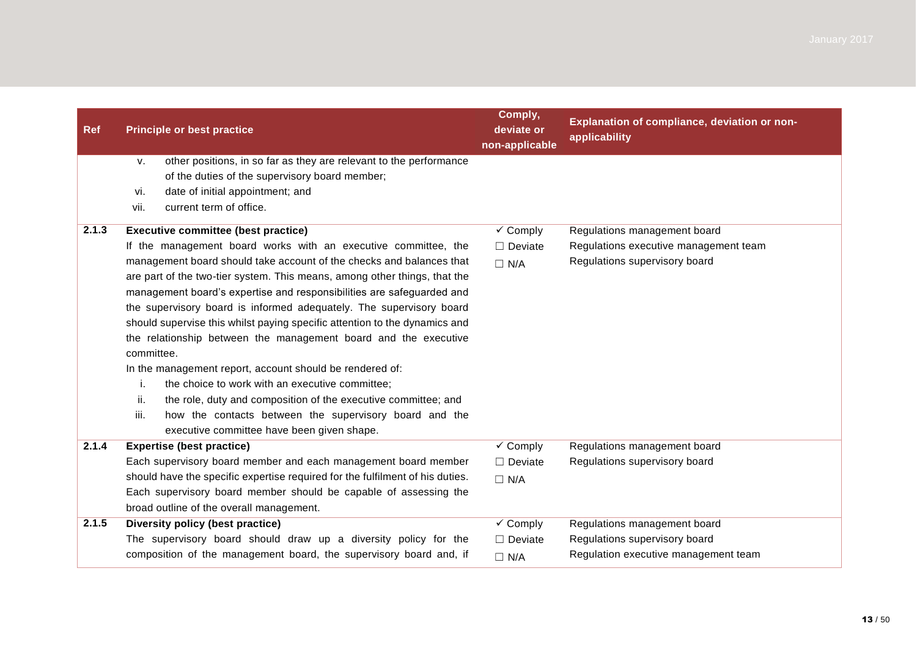| Ref | Principle or best practice | Comply, deviate or non-applicable | Explanation of compliance, deviation or non-applicability |
|---|---|---|---|
| | v. other positions, in so far as they are relevant to the performance of the duties of the supervisory board member;<br>vi. date of initial appointment; and<br>vii. current term of office. | | |
| **2.1.3** | **Executive committee (best practice)**<br>If the management board works with an executive committee, the management board should take account of the checks and balances that are part of the two-tier system. This means, among other things, that the management board's expertise and responsibilities are safeguarded and the supervisory board is informed adequately. The supervisory board should supervise this whilst paying specific attention to the dynamics and the relationship between the management board and the executive committee.<br>In the management report, account should be rendered of:<br>i. the choice to work with an executive committee;<br>ii. the role, duty and composition of the executive committee; and<br>iii. how the contacts between the supervisory board and the executive committee have been given shape. | ✓ Comply<br>☐ Deviate<br>☐ N/A | Regulations management board<br>Regulations executive management team<br>Regulations supervisory board |
| **2.1.4** | **Expertise (best practice)**<br>Each supervisory board member and each management board member should have the specific expertise required for the fulfilment of his duties. Each supervisory board member should be capable of assessing the broad outline of the overall management. | ✓ Comply<br>☐ Deviate<br>☐ N/A | Regulations management board<br>Regulations supervisory board |
| **2.1.5** | **Diversity policy (best practice)**<br>The supervisory board should draw up a diversity policy for the composition of the management board, the supervisory board and, if | ✓ Comply<br>☐ Deviate<br>☐ N/A | Regulations management board<br>Regulations supervisory board<br>Regulation executive management team |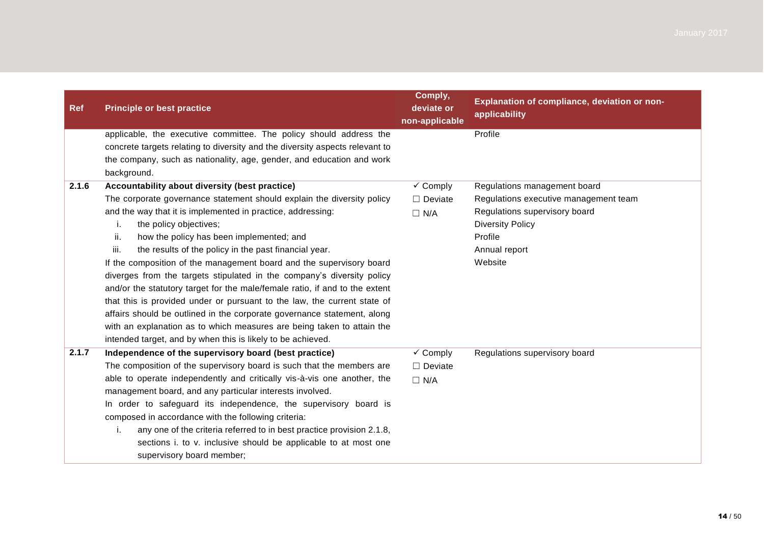| Ref | Principle or best practice | Comply, deviate or non-applicable | Explanation of compliance, deviation or non-applicability |
|---|---|---|---|
| | applicable, the executive committee. The policy should address the concrete targets relating to diversity and the diversity aspects relevant to the company, such as nationality, age, gender, and education and work background. | | Profile |
| 2.1.6 | **Accountability about diversity (best practice)**<br>The corporate governance statement should explain the diversity policy and the way that it is implemented in practice, addressing:<br>i. the policy objectives;<br>ii. how the policy has been implemented; and<br>iii. the results of the policy in the past financial year.<br>If the composition of the management board and the supervisory board diverges from the targets stipulated in the company's diversity policy and/or the statutory target for the male/female ratio, if and to the extent that this is provided under or pursuant to the law, the current state of affairs should be outlined in the corporate governance statement, along with an explanation as to which measures are being taken to attain the intended target, and by when this is likely to be achieved. | ✓ Comply<br>☐ Deviate<br>☐ N/A | Regulations management board<br>Regulations executive management team<br>Regulations supervisory board<br>Diversity Policy<br>Profile<br>Annual report<br>Website |
| 2.1.7 | **Independence of the supervisory board (best practice)**<br>The composition of the supervisory board is such that the members are able to operate independently and critically vis-à-vis one another, the management board, and any particular interests involved.<br>In order to safeguard its independence, the supervisory board is composed in accordance with the following criteria:<br>i. any one of the criteria referred to in best practice provision 2.1.8, sections i. to v. inclusive should be applicable to at most one supervisory board member; | ✓ Comply<br>☐ Deviate<br>☐ N/A | Regulations supervisory board |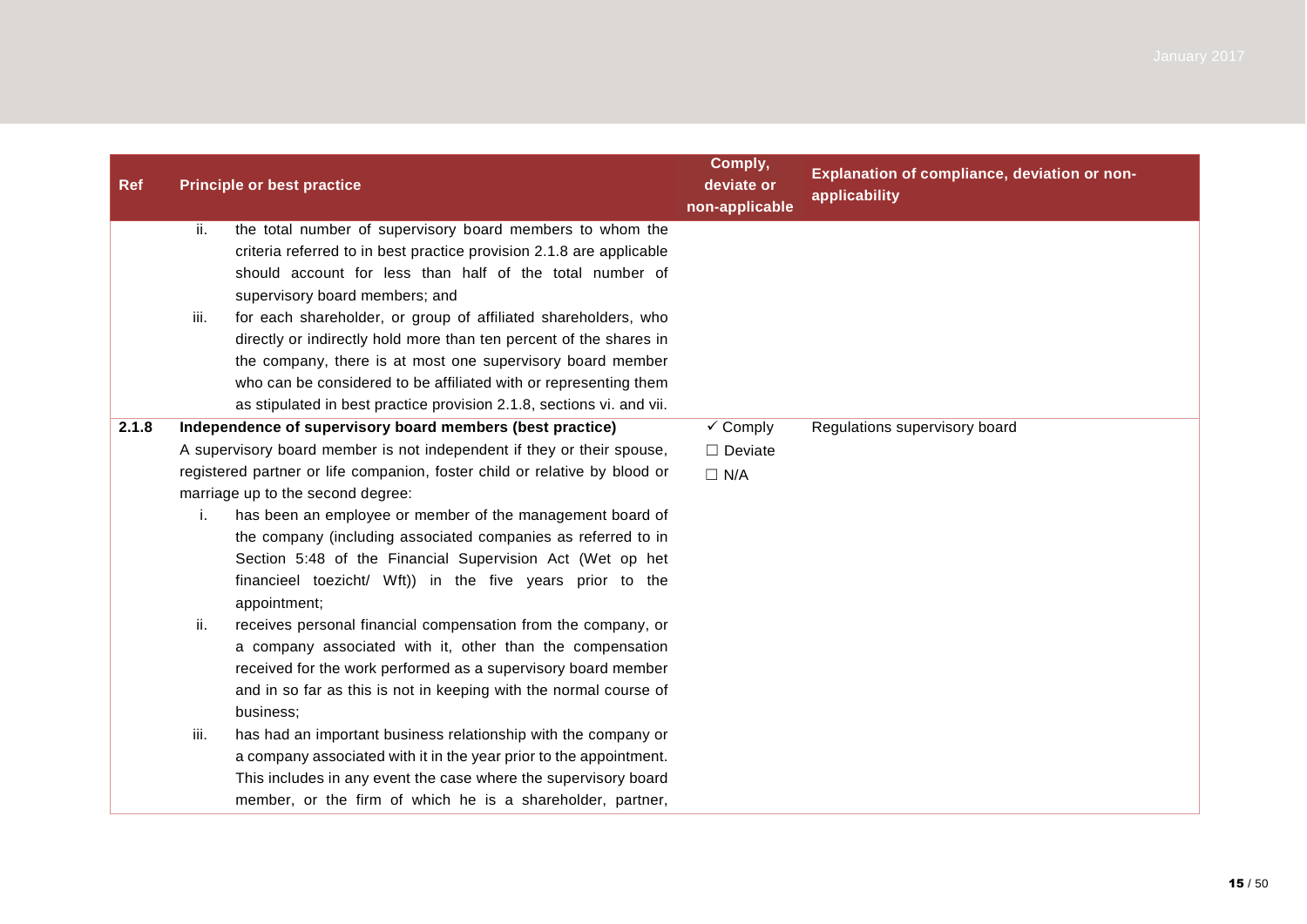| Ref | Principle or best practice | Comply, deviate or non-applicable | Explanation of compliance, deviation or non-applicability |
|---|---|---|---|
| | ii. the total number of supervisory board members to whom the criteria referred to in best practice provision 2.1.8 are applicable should account for less than half of the total number of supervisory board members; and<br>iii. for each shareholder, or group of affiliated shareholders, who directly or indirectly hold more than ten percent of the shares in the company, there is at most one supervisory board member who can be considered to be affiliated with or representing them as stipulated in best practice provision 2.1.8, sections vi. and vii. | | |
| 2.1.8 | **Independence of supervisory board members (best practice)**<br>A supervisory board member is not independent if they or their spouse, registered partner or life companion, foster child or relative by blood or marriage up to the second degree:<br>i. has been an employee or member of the management board of the company (including associated companies as referred to in Section 5:48 of the Financial Supervision Act (Wet op het financieel toezicht/ Wft)) in the five years prior to the appointment;<br>ii. receives personal financial compensation from the company, or a company associated with it, other than the compensation received for the work performed as a supervisory board member and in so far as this is not in keeping with the normal course of business;<br>iii. has had an important business relationship with the company or a company associated with it in the year prior to the appointment. This includes in any event the case where the supervisory board member, or the firm of which he is a shareholder, partner, | ✓ Comply<br>☐ Deviate<br>☐ N/A | Regulations supervisory board |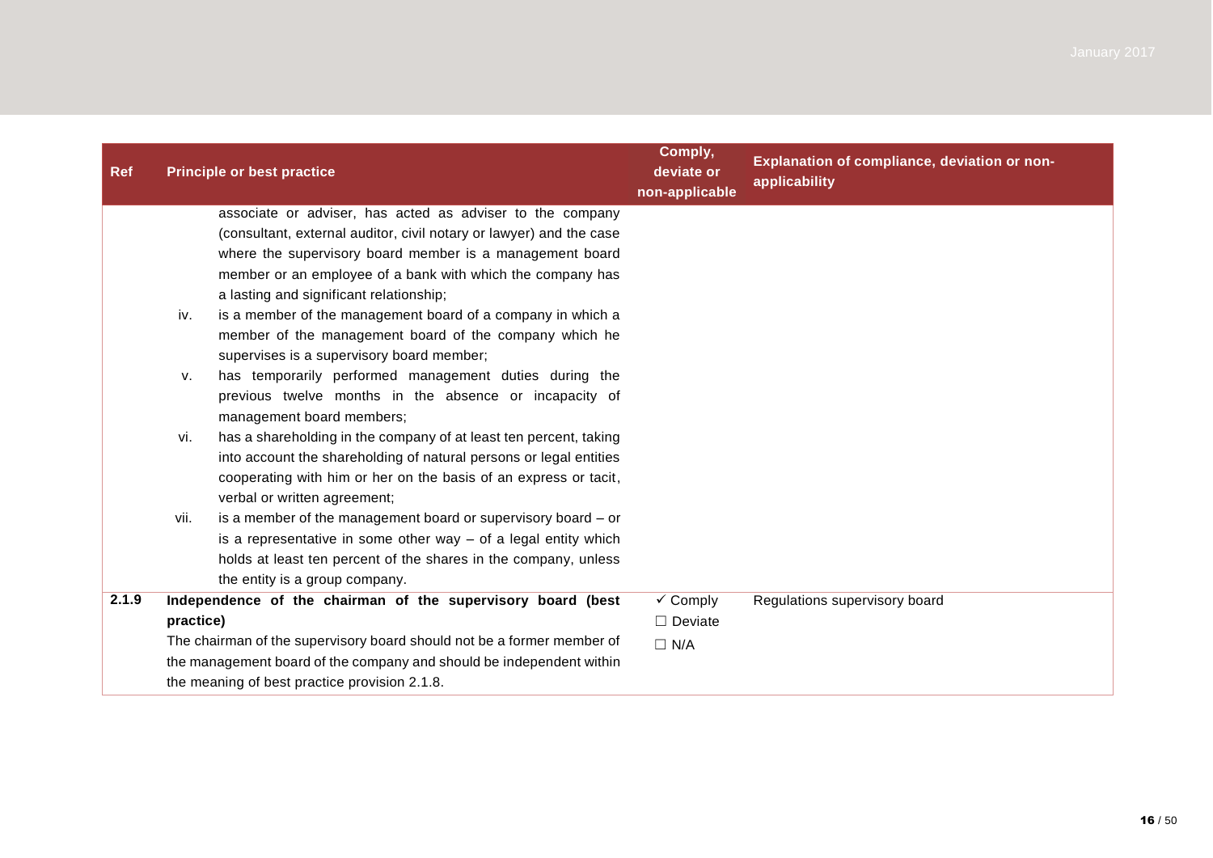| Ref | Principle or best practice | Comply, deviate or non-applicable | Explanation of compliance, deviation or non-applicability |
|---|---|---|---|
| | associate or adviser, has acted as adviser to the company (consultant, external auditor, civil notary or lawyer) and the case where the supervisory board member is a management board member or an employee of a bank with which the company has a lasting and significant relationship;<br>iv. is a member of the management board of a company in which a member of the management board of the company which he supervises is a supervisory board member;<br>v. has temporarily performed management duties during the previous twelve months in the absence or incapacity of management board members;<br>vi. has a shareholding in the company of at least ten percent, taking into account the shareholding of natural persons or legal entities cooperating with him or her on the basis of an express or tacit, verbal or written agreement;<br>vii. is a member of the management board or supervisory board – or is a representative in some other way – of a legal entity which holds at least ten percent of the shares in the company, unless the entity is a group company. | | |
| **2.1.9** | **Independence of the chairman of the supervisory board (best practice)**<br>The chairman of the supervisory board should not be a former member of the management board of the company and should be independent within the meaning of best practice provision 2.1.8. | ✓ Comply<br>☐ Deviate<br>☐ N/A | Regulations supervisory board |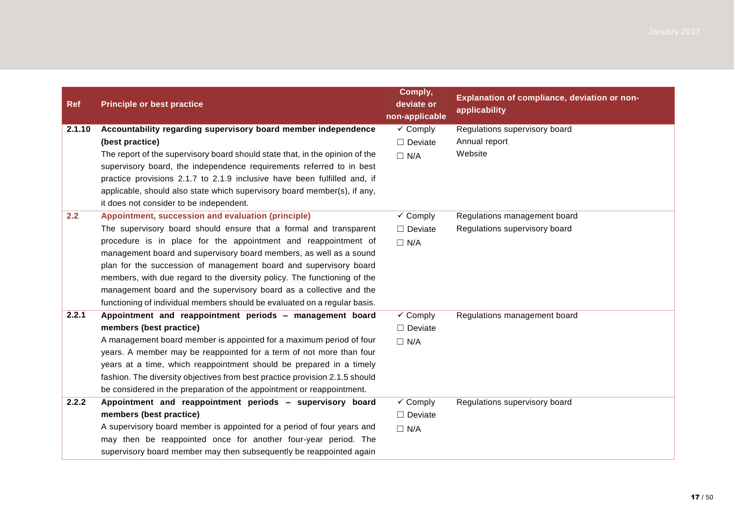| Ref | Principle or best practice | Comply, deviate or non-applicable | Explanation of compliance, deviation or non-applicability |
|---|---|---|---|
| 2.1.10 | **Accountability regarding supervisory board member independence (best practice)**<br>The report of the supervisory board should state that, in the opinion of the supervisory board, the independence requirements referred to in best practice provisions 2.1.7 to 2.1.9 inclusive have been fulfilled and, if applicable, should also state which supervisory board member(s), if any, it does not consider to be independent. | ✓ Comply<br>☐ Deviate<br>☐ N/A | Regulations supervisory board<br>Annual report<br>Website |
| 2.2 | **Appointment, succession and evaluation (principle)**<br>The supervisory board should ensure that a formal and transparent procedure is in place for the appointment and reappointment of management board and supervisory board members, as well as a sound plan for the succession of management board and supervisory board members, with due regard to the diversity policy. The functioning of the management board and the supervisory board as a collective and the functioning of individual members should be evaluated on a regular basis. | ✓ Comply<br>☐ Deviate<br>☐ N/A | Regulations management board<br>Regulations supervisory board |
| 2.2.1 | **Appointment and reappointment periods – management board members (best practice)**<br>A management board member is appointed for a maximum period of four years. A member may be reappointed for a term of not more than four years at a time, which reappointment should be prepared in a timely fashion. The diversity objectives from best practice provision 2.1.5 should be considered in the preparation of the appointment or reappointment. | ✓ Comply<br>☐ Deviate<br>☐ N/A | Regulations management board |
| 2.2.2 | **Appointment and reappointment periods – supervisory board members (best practice)**<br>A supervisory board member is appointed for a period of four years and may then be reappointed once for another four-year period. The supervisory board member may then subsequently be reappointed again | ✓ Comply<br>☐ Deviate<br>☐ N/A | Regulations supervisory board |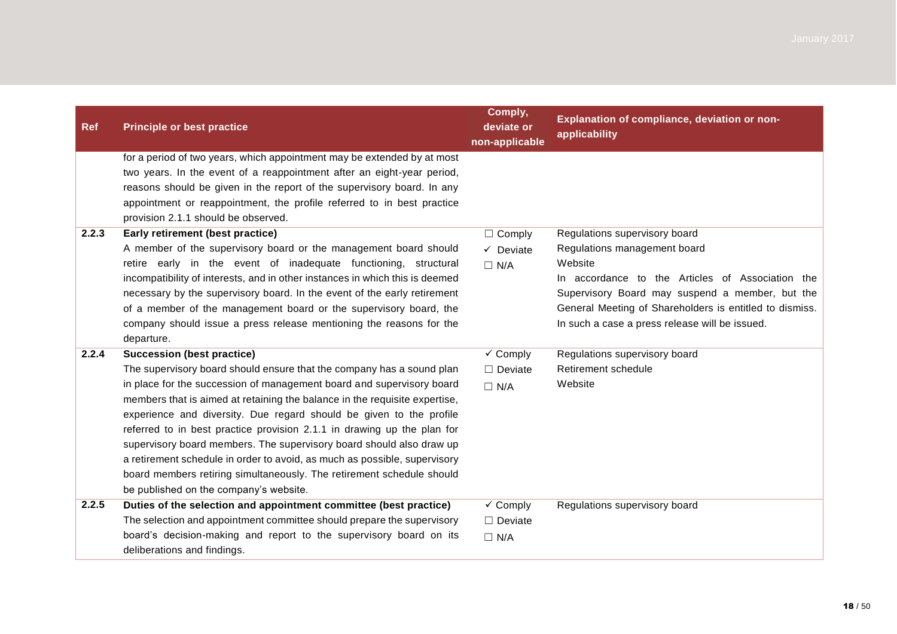| Ref | Principle or best practice | Comply, deviate or non-applicable | Explanation of compliance, deviation or non-applicability |
|---|---|---|---|
| | for a period of two years, which appointment may be extended by at most two years. In the event of a reappointment after an eight-year period, reasons should be given in the report of the supervisory board. In any appointment or reappointment, the profile referred to in best practice provision 2.1.1 should be observed. | | |
| 2.2.3 | **Early retirement (best practice)**<br>A member of the supervisory board or the management board should retire early in the event of inadequate functioning, structural incompatibility of interests, and in other instances in which this is deemed necessary by the supervisory board. In the event of the early retirement of a member of the management board or the supervisory board, the company should issue a press release mentioning the reasons for the departure. | ☐ Comply<br>✓ Deviate<br>☐ N/A | Regulations supervisory board<br>Regulations management board<br>Website<br>In accordance to the Articles of Association the Supervisory Board may suspend a member, but the General Meeting of Shareholders is entitled to dismiss. In such a case a press release will be issued. |
| 2.2.4 | **Succession (best practice)**<br>The supervisory board should ensure that the company has a sound plan in place for the succession of management board and supervisory board members that is aimed at retaining the balance in the requisite expertise, experience and diversity. Due regard should be given to the profile referred to in best practice provision 2.1.1 in drawing up the plan for supervisory board members. The supervisory board should also draw up a retirement schedule in order to avoid, as much as possible, supervisory board members retiring simultaneously. The retirement schedule should be published on the company's website. | ✓ Comply<br>☐ Deviate<br>☐ N/A | Regulations supervisory board<br>Retirement schedule<br>Website |
| 2.2.5 | **Duties of the selection and appointment committee (best practice)**<br>The selection and appointment committee should prepare the supervisory board's decision-making and report to the supervisory board on its deliberations and findings. | ✓ Comply<br>☐ Deviate<br>☐ N/A | Regulations supervisory board |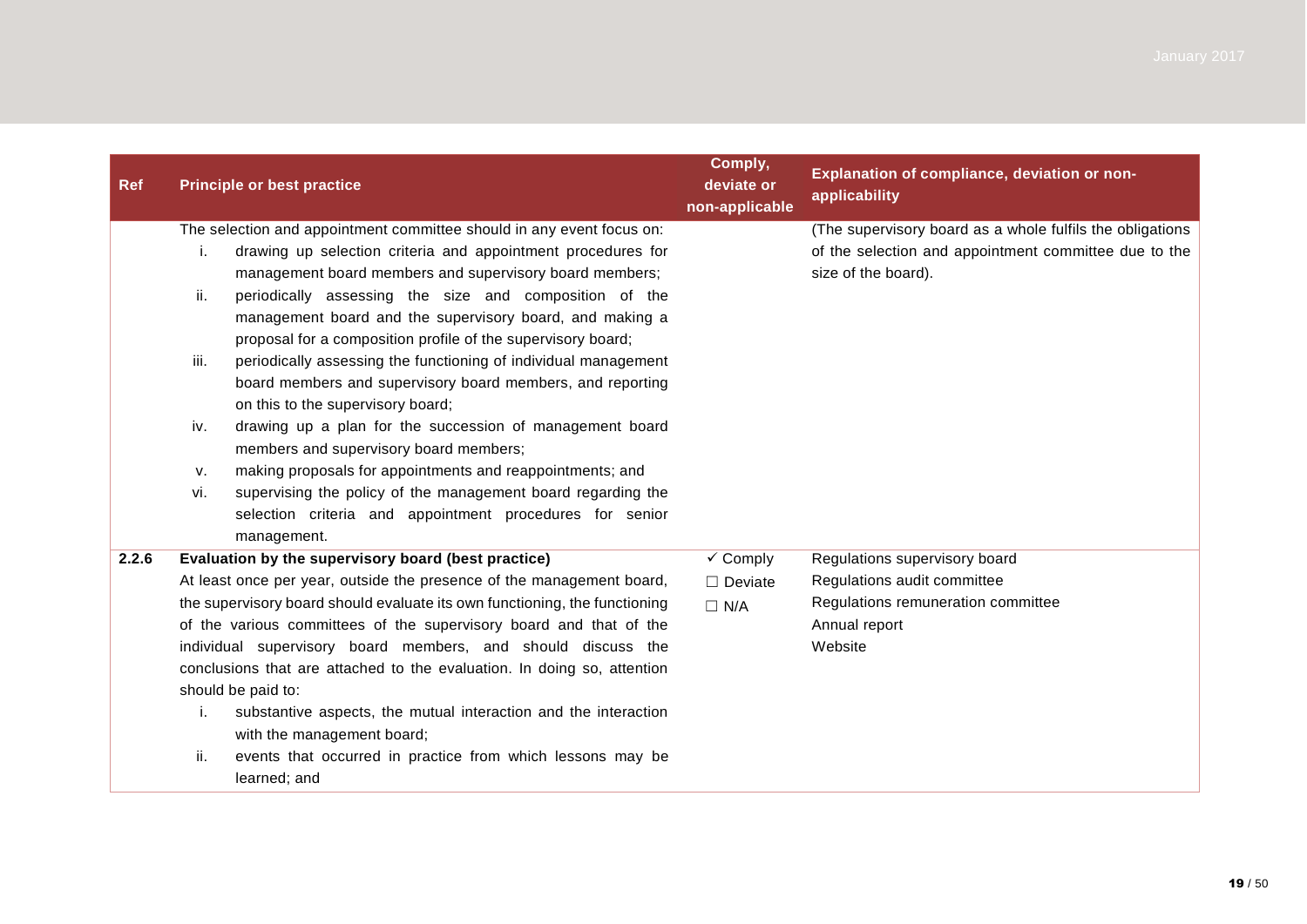| Ref | Principle or best practice | Comply, deviate or non-applicable | Explanation of compliance, deviation or non-applicability |
|---|---|---|---|
| | The selection and appointment committee should in any event focus on:<br>i. drawing up selection criteria and appointment procedures for management board members and supervisory board members;<br>ii. periodically assessing the size and composition of the management board and the supervisory board, and making a proposal for a composition profile of the supervisory board;<br>iii. periodically assessing the functioning of individual management board members and supervisory board members, and reporting on this to the supervisory board;<br>iv. drawing up a plan for the succession of management board members and supervisory board members;<br>v. making proposals for appointments and reappointments; and<br>vi. supervising the policy of the management board regarding the selection criteria and appointment procedures for senior management. | | (The supervisory board as a whole fulfils the obligations of the selection and appointment committee due to the size of the board). |
| **2.2.6** | **Evaluation by the supervisory board (best practice)**<br>At least once per year, outside the presence of the management board, the supervisory board should evaluate its own functioning, the functioning of the various committees of the supervisory board and that of the individual supervisory board members, and should discuss the conclusions that are attached to the evaluation. In doing so, attention should be paid to:<br>i. substantive aspects, the mutual interaction and the interaction with the management board;<br>ii. events that occurred in practice from which lessons may be learned; and | ✓ Comply<br>☐ Deviate<br>☐ N/A | Regulations supervisory board<br>Regulations audit committee<br>Regulations remuneration committee<br>Annual report<br>Website |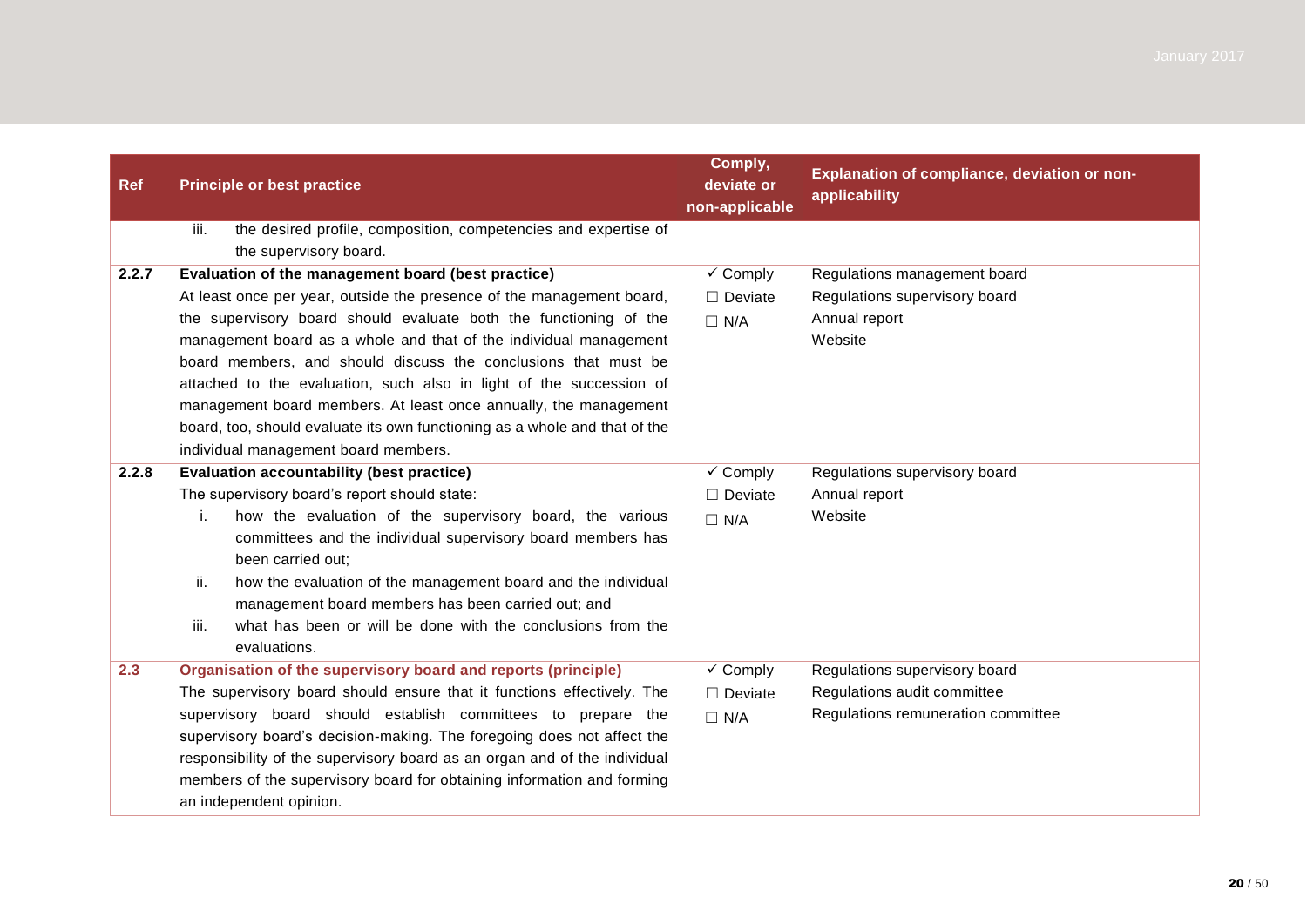| Ref | Principle or best practice | Comply, deviate or non-applicable | Explanation of compliance, deviation or non-applicability |
|---|---|---|---|
| | iii. the desired profile, composition, competencies and expertise of the supervisory board. | | |
| 2.2.7 | **Evaluation of the management board (best practice)**<br>At least once per year, outside the presence of the management board, the supervisory board should evaluate both the functioning of the management board as a whole and that of the individual management board members, and should discuss the conclusions that must be attached to the evaluation, such also in light of the succession of management board members. At least once annually, the management board, too, should evaluate its own functioning as a whole and that of the individual management board members. | ✓ Comply<br>☐ Deviate<br>☐ N/A | Regulations management board<br>Regulations supervisory board<br>Annual report<br>Website |
| 2.2.8 | **Evaluation accountability (best practice)**<br>The supervisory board's report should state:<br>i. how the evaluation of the supervisory board, the various committees and the individual supervisory board members has been carried out;<br>ii. how the evaluation of the management board and the individual management board members has been carried out; and<br>iii. what has been or will be done with the conclusions from the evaluations. | ✓ Comply<br>☐ Deviate<br>☐ N/A | Regulations supervisory board<br>Annual report<br>Website |
| 2.3 | **Organisation of the supervisory board and reports (principle)**<br>The supervisory board should ensure that it functions effectively. The supervisory board should establish committees to prepare the supervisory board's decision-making. The foregoing does not affect the responsibility of the supervisory board as an organ and of the individual members of the supervisory board for obtaining information and forming an independent opinion. | ✓ Comply<br>☐ Deviate<br>☐ N/A | Regulations supervisory board<br>Regulations audit committee<br>Regulations remuneration committee |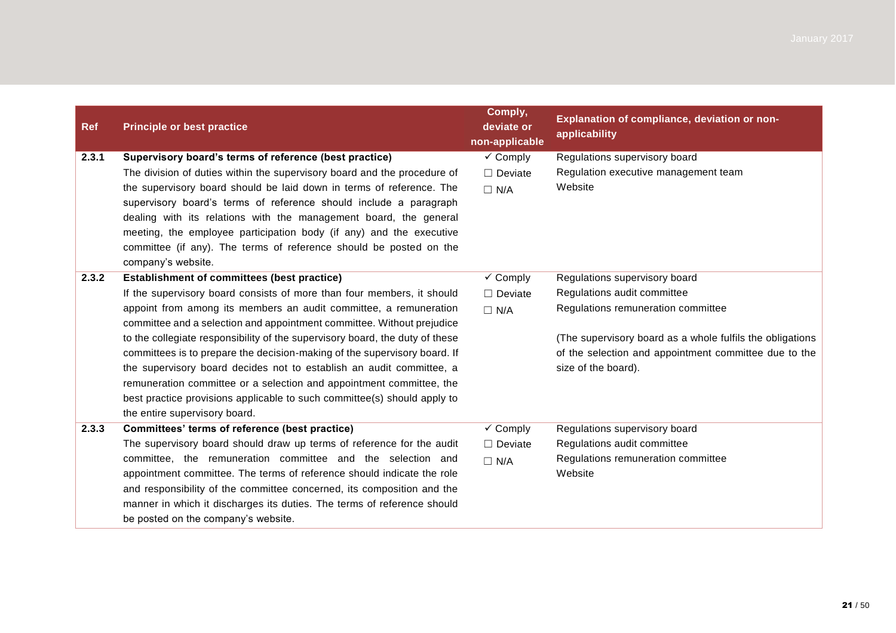| Ref | Principle or best practice | Comply, deviate or non-applicable | Explanation of compliance, deviation or non-applicability |
|---|---|---|---|
| **2.3.1** | **Supervisory board's terms of reference (best practice)**<br>The division of duties within the supervisory board and the procedure of the supervisory board should be laid down in terms of reference. The supervisory board's terms of reference should include a paragraph dealing with its relations with the management board, the general meeting, the employee participation body (if any) and the executive committee (if any). The terms of reference should be posted on the company's website. | ✓ Comply<br>☐ Deviate<br>☐ N/A | Regulations supervisory board<br>Regulation executive management team<br>Website |
| **2.3.2** | **Establishment of committees (best practice)**<br>If the supervisory board consists of more than four members, it should appoint from among its members an audit committee, a remuneration committee and a selection and appointment committee. Without prejudice to the collegiate responsibility of the supervisory board, the duty of these committees is to prepare the decision-making of the supervisory board. If the supervisory board decides not to establish an audit committee, a remuneration committee or a selection and appointment committee, the best practice provisions applicable to such committee(s) should apply to the entire supervisory board. | ✓ Comply<br>☐ Deviate<br>☐ N/A | Regulations supervisory board<br>Regulations audit committee<br>Regulations remuneration committee<br><br>(The supervisory board as a whole fulfils the obligations of the selection and appointment committee due to the size of the board). |
| **2.3.3** | **Committees' terms of reference (best practice)**<br>The supervisory board should draw up terms of reference for the audit committee, the remuneration committee and the selection and appointment committee. The terms of reference should indicate the role and responsibility of the committee concerned, its composition and the manner in which it discharges its duties. The terms of reference should be posted on the company's website. | ✓ Comply<br>☐ Deviate<br>☐ N/A | Regulations supervisory board<br>Regulations audit committee<br>Regulations remuneration committee<br>Website |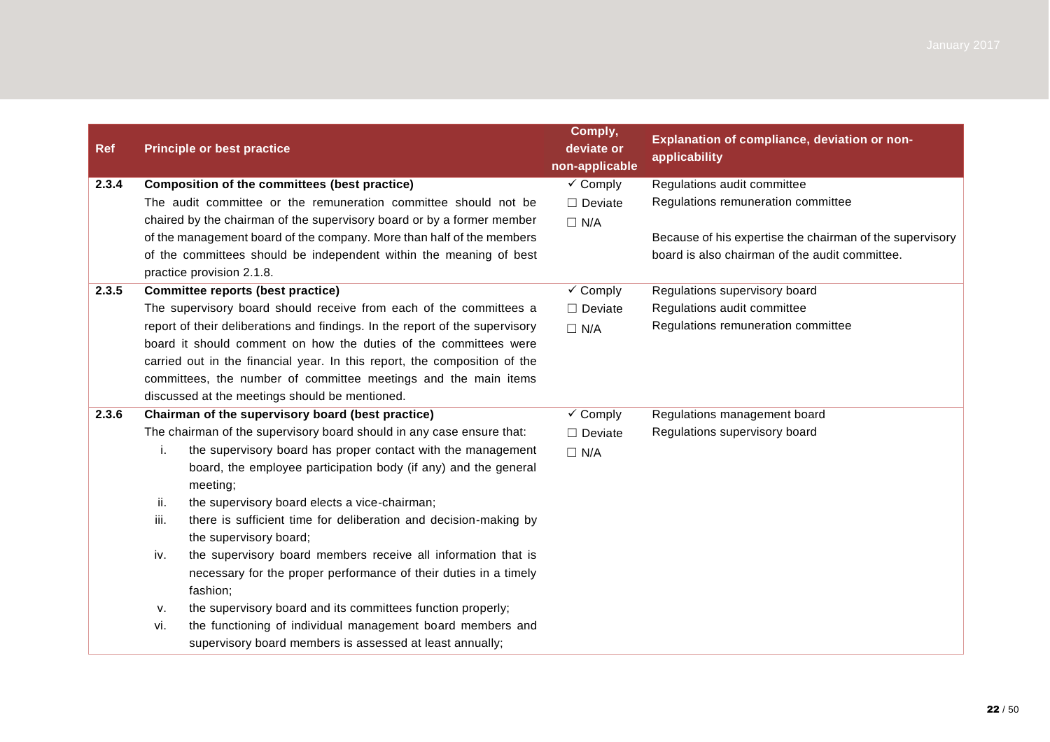| Ref | Principle or best practice | Comply, deviate or non-applicable | Explanation of compliance, deviation or non-applicability |
|---|---|---|---|
| **2.3.4** | **Composition of the committees (best practice)**<br>The audit committee or the remuneration committee should not be chaired by the chairman of the supervisory board or by a former member of the management board of the company. More than half of the members of the committees should be independent within the meaning of best practice provision 2.1.8. | ✓ Comply<br>☐ Deviate<br>☐ N/A | Regulations audit committee<br>Regulations remuneration committee<br><br>Because of his expertise the chairman of the supervisory board is also chairman of the audit committee. |
| **2.3.5** | **Committee reports (best practice)**<br>The supervisory board should receive from each of the committees a report of their deliberations and findings. In the report of the supervisory board it should comment on how the duties of the committees were carried out in the financial year. In this report, the composition of the committees, the number of committee meetings and the main items discussed at the meetings should be mentioned. | ✓ Comply<br>☐ Deviate<br>☐ N/A | Regulations supervisory board<br>Regulations audit committee<br>Regulations remuneration committee |
| **2.3.6** | **Chairman of the supervisory board (best practice)**<br>The chairman of the supervisory board should in any case ensure that:<br>i. the supervisory board has proper contact with the management board, the employee participation body (if any) and the general meeting;<br>ii. the supervisory board elects a vice-chairman;<br>iii. there is sufficient time for deliberation and decision-making by the supervisory board;<br>iv. the supervisory board members receive all information that is necessary for the proper performance of their duties in a timely fashion;<br>v. the supervisory board and its committees function properly;<br>vi. the functioning of individual management board members and supervisory board members is assessed at least annually; | ✓ Comply<br>☐ Deviate<br>☐ N/A | Regulations management board<br>Regulations supervisory board |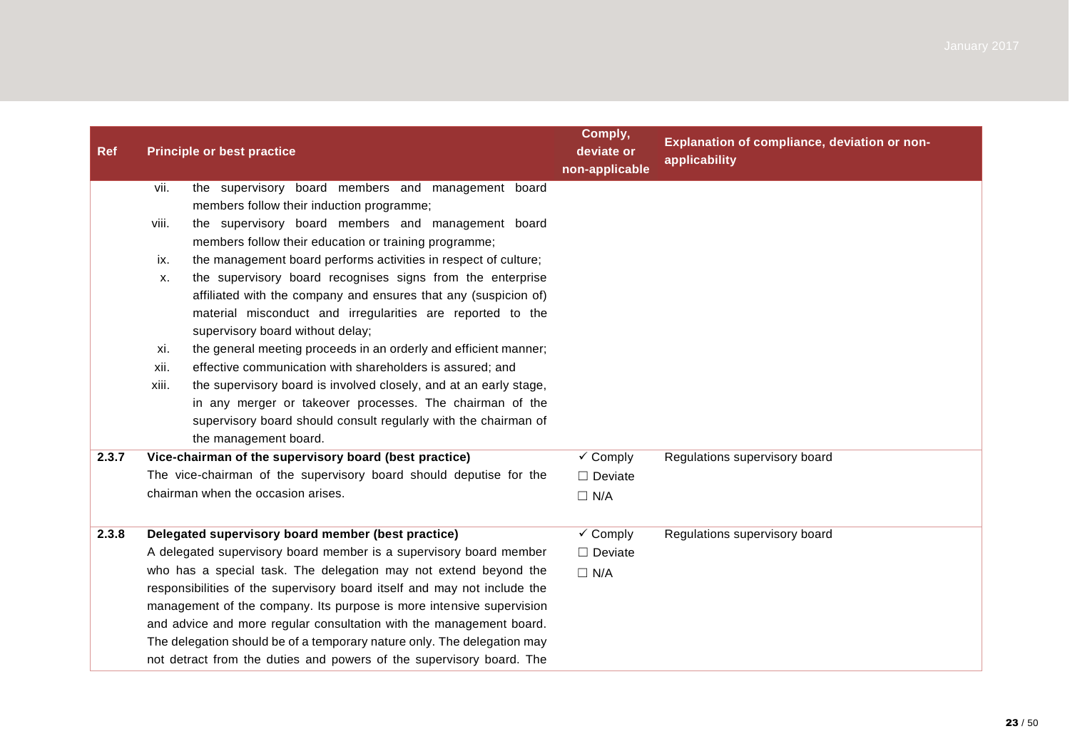| Ref | Principle or best practice | Comply, deviate or non-applicable | Explanation of compliance, deviation or non-applicability |
|---|---|---|---|
| | vii. the supervisory board members and management board members follow their induction programme;<br>viii. the supervisory board members and management board members follow their education or training programme;<br>ix. the management board performs activities in respect of culture;<br>x. the supervisory board recognises signs from the enterprise affiliated with the company and ensures that any (suspicion of) material misconduct and irregularities are reported to the supervisory board without delay;<br>xi. the general meeting proceeds in an orderly and efficient manner;<br>xii. effective communication with shareholders is assured; and<br>xiii. the supervisory board is involved closely, and at an early stage, in any merger or takeover processes. The chairman of the supervisory board should consult regularly with the chairman of the management board. | | |
| 2.3.7 | **Vice-chairman of the supervisory board (best practice)**<br>The vice-chairman of the supervisory board should deputise for the chairman when the occasion arises. | ✓ Comply<br>☐ Deviate<br>☐ N/A | Regulations supervisory board |
| 2.3.8 | **Delegated supervisory board member (best practice)**<br>A delegated supervisory board member is a supervisory board member who has a special task. The delegation may not extend beyond the responsibilities of the supervisory board itself and may not include the management of the company. Its purpose is more intensive supervision and advice and more regular consultation with the management board. The delegation should be of a temporary nature only. The delegation may not detract from the duties and powers of the supervisory board. The | ✓ Comply<br>☐ Deviate<br>☐ N/A | Regulations supervisory board |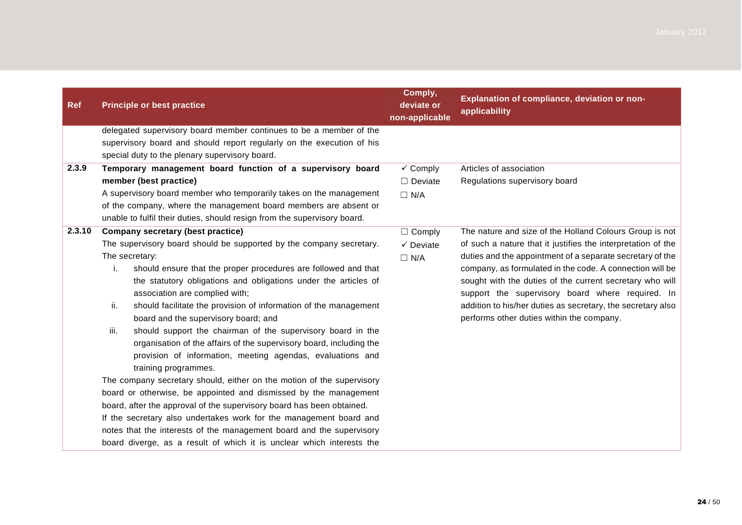| Ref | Principle or best practice | Comply, deviate or non-applicable | Explanation of compliance, deviation or non-applicability |
|---|---|---|---|
| | delegated supervisory board member continues to be a member of the supervisory board and should report regularly on the execution of his special duty to the plenary supervisory board. | | |
| 2.3.9 | **Temporary management board function of a supervisory board member (best practice)**<br>A supervisory board member who temporarily takes on the management of the company, where the management board members are absent or unable to fulfil their duties, should resign from the supervisory board. | ✓ Comply<br>☐ Deviate<br>☐ N/A | Articles of association<br>Regulations supervisory board |
| 2.3.10 | **Company secretary (best practice)**<br>The supervisory board should be supported by the company secretary. The secretary:<br>i. should ensure that the proper procedures are followed and that the statutory obligations and obligations under the articles of association are complied with;<br>ii. should facilitate the provision of information of the management board and the supervisory board; and<br>iii. should support the chairman of the supervisory board in the organisation of the affairs of the supervisory board, including the provision of information, meeting agendas, evaluations and training programmes.<br>The company secretary should, either on the motion of the supervisory board or otherwise, be appointed and dismissed by the management board, after the approval of the supervisory board has been obtained.<br>If the secretary also undertakes work for the management board and notes that the interests of the management board and the supervisory board diverge, as a result of which it is unclear which interests the | ☐ Comply<br>✓ Deviate<br>☐ N/A | The nature and size of the Holland Colours Group is not of such a nature that it justifies the interpretation of the duties and the appointment of a separate secretary of the company, as formulated in the code. A connection will be sought with the duties of the current secretary who will support the supervisory board where required. In addition to his/her duties as secretary, the secretary also performs other duties within the company. |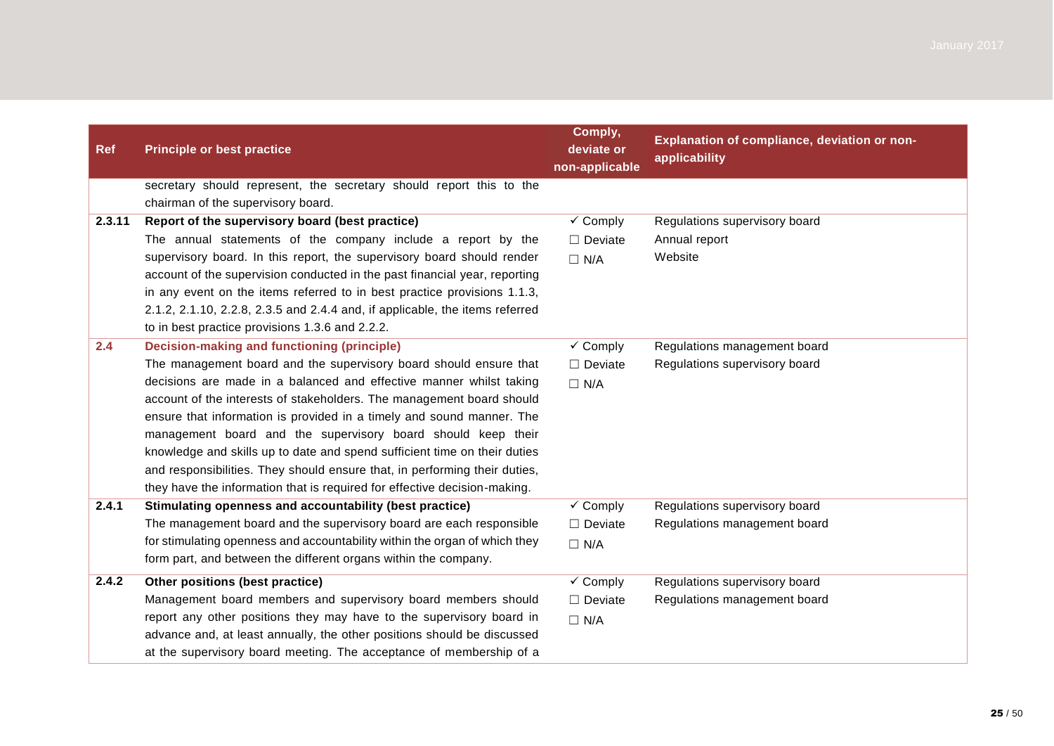| Ref | Principle or best practice | Comply, deviate or non-applicable | Explanation of compliance, deviation or non-applicability |
|---|---|---|---|
| | secretary should represent, the secretary should report this to the chairman of the supervisory board. | | |
| 2.3.11 | **Report of the supervisory board (best practice)**<br>The annual statements of the company include a report by the supervisory board. In this report, the supervisory board should render account of the supervision conducted in the past financial year, reporting in any event on the items referred to in best practice provisions 1.1.3, 2.1.2, 2.1.10, 2.2.8, 2.3.5 and 2.4.4 and, if applicable, the items referred to in best practice provisions 1.3.6 and 2.2.2. | ✓ Comply<br>☐ Deviate<br>☐ N/A | Regulations supervisory board<br>Annual report<br>Website |
| **2.4** | **Decision-making and functioning (principle)**<br>The management board and the supervisory board should ensure that decisions are made in a balanced and effective manner whilst taking account of the interests of stakeholders. The management board should ensure that information is provided in a timely and sound manner. The management board and the supervisory board should keep their knowledge and skills up to date and spend sufficient time on their duties and responsibilities. They should ensure that, in performing their duties, they have the information that is required for effective decision-making. | ✓ Comply<br>☐ Deviate<br>☐ N/A | Regulations management board<br>Regulations supervisory board |
| 2.4.1 | **Stimulating openness and accountability (best practice)**<br>The management board and the supervisory board are each responsible for stimulating openness and accountability within the organ of which they form part, and between the different organs within the company. | ✓ Comply<br>☐ Deviate<br>☐ N/A | Regulations supervisory board<br>Regulations management board |
| 2.4.2 | **Other positions (best practice)**<br>Management board members and supervisory board members should report any other positions they may have to the supervisory board in advance and, at least annually, the other positions should be discussed at the supervisory board meeting. The acceptance of membership of a | ✓ Comply<br>☐ Deviate<br>☐ N/A | Regulations supervisory board<br>Regulations management board |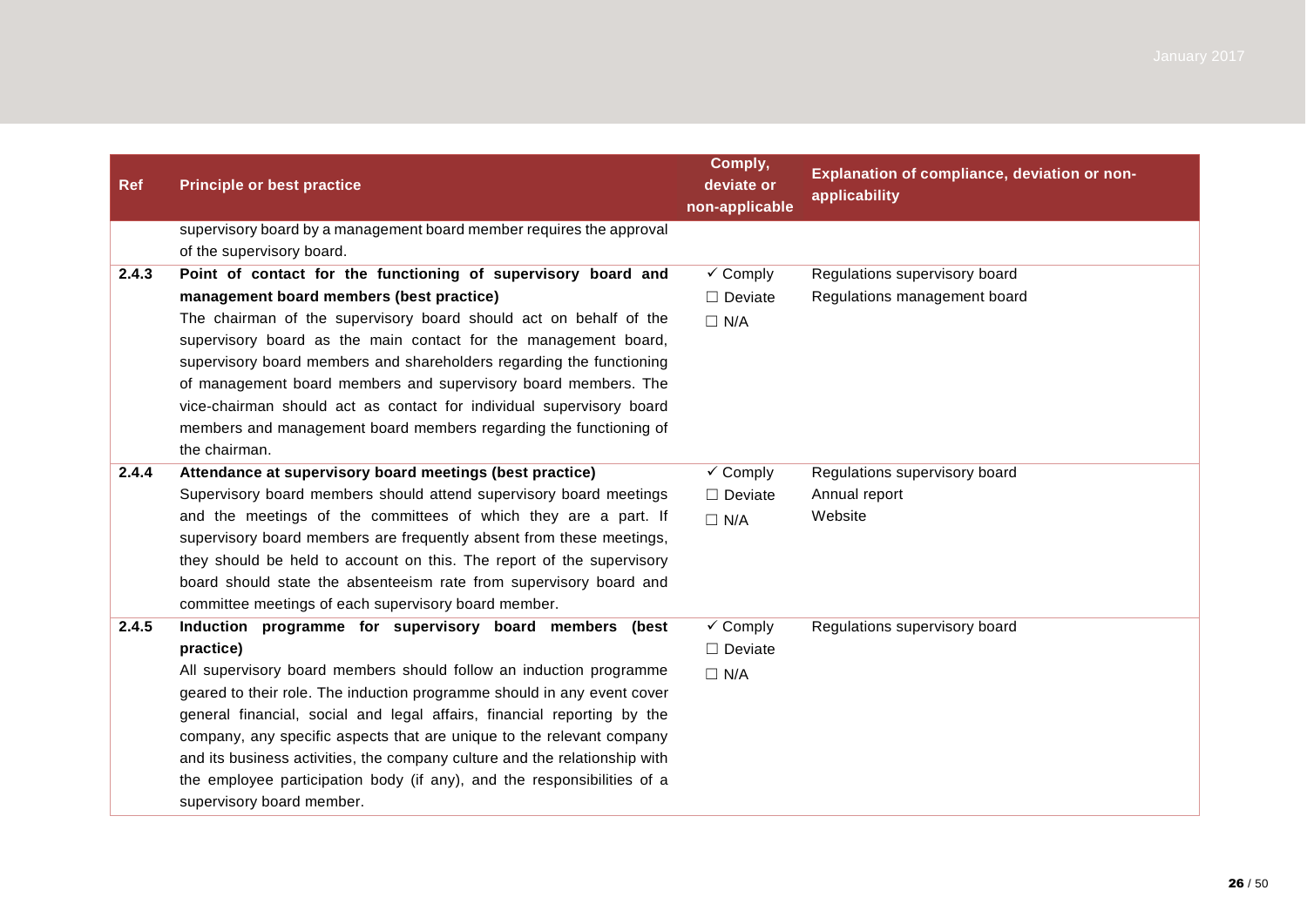| Ref | Principle or best practice | Comply, deviate or non-applicable | Explanation of compliance, deviation or non-applicability |
|---|---|---|---|
| | supervisory board by a management board member requires the approval of the supervisory board. | | |
| 2.4.3 | **Point of contact for the functioning of supervisory board and management board members (best practice)**<br>The chairman of the supervisory board should act on behalf of the supervisory board as the main contact for the management board, supervisory board members and shareholders regarding the functioning of management board members and supervisory board members. The vice-chairman should act as contact for individual supervisory board members and management board members regarding the functioning of the chairman. | ✓ Comply<br>☐ Deviate<br>☐ N/A | Regulations supervisory board<br>Regulations management board |
| 2.4.4 | **Attendance at supervisory board meetings (best practice)**<br>Supervisory board members should attend supervisory board meetings and the meetings of the committees of which they are a part. If supervisory board members are frequently absent from these meetings, they should be held to account on this. The report of the supervisory board should state the absenteeism rate from supervisory board and committee meetings of each supervisory board member. | ✓ Comply<br>☐ Deviate<br>☐ N/A | Regulations supervisory board<br>Annual report<br>Website |
| 2.4.5 | **Induction programme for supervisory board members (best practice)**<br>All supervisory board members should follow an induction programme geared to their role. The induction programme should in any event cover general financial, social and legal affairs, financial reporting by the company, any specific aspects that are unique to the relevant company and its business activities, the company culture and the relationship with the employee participation body (if any), and the responsibilities of a supervisory board member. | ✓ Comply<br>☐ Deviate<br>☐ N/A | Regulations supervisory board |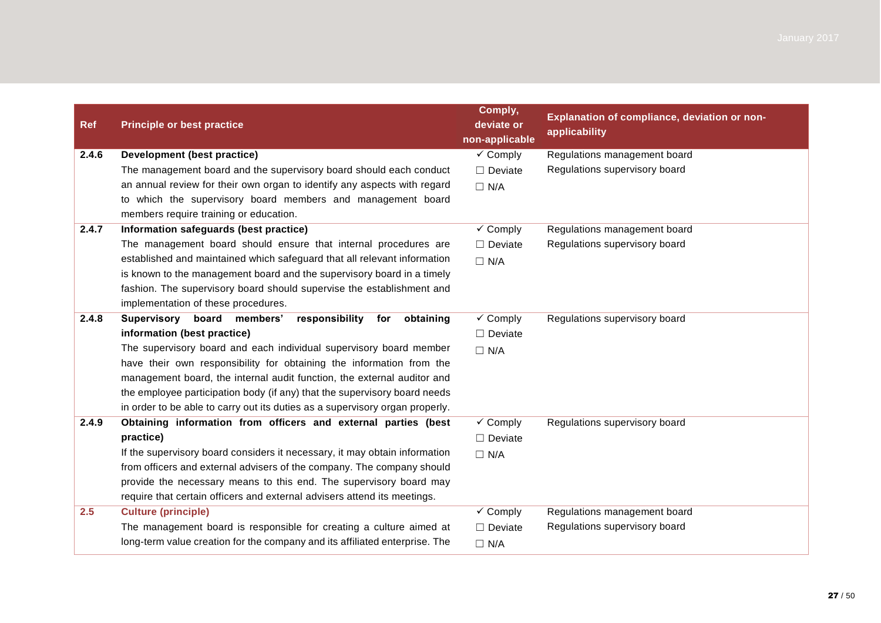| Ref | Principle or best practice | Comply, deviate or non-applicable | Explanation of compliance, deviation or non-applicability |
|---|---|---|---|
| **2.4.6** | **Development (best practice)**<br>The management board and the supervisory board should each conduct an annual review for their own organ to identify any aspects with regard to which the supervisory board members and management board members require training or education. | ✓ Comply<br>☐ Deviate<br>☐ N/A | Regulations management board<br>Regulations supervisory board |
| **2.4.7** | **Information safeguards (best practice)**<br>The management board should ensure that internal procedures are established and maintained which safeguard that all relevant information is known to the management board and the supervisory board in a timely fashion. The supervisory board should supervise the establishment and implementation of these procedures. | ✓ Comply<br>☐ Deviate<br>☐ N/A | Regulations management board<br>Regulations supervisory board |
| **2.4.8** | **Supervisory board members' responsibility for obtaining information (best practice)**<br>The supervisory board and each individual supervisory board member have their own responsibility for obtaining the information from the management board, the internal audit function, the external auditor and the employee participation body (if any) that the supervisory board needs in order to be able to carry out its duties as a supervisory organ properly. | ✓ Comply<br>☐ Deviate<br>☐ N/A | Regulations supervisory board |
| **2.4.9** | **Obtaining information from officers and external parties (best practice)**<br>If the supervisory board considers it necessary, it may obtain information from officers and external advisers of the company. The company should provide the necessary means to this end. The supervisory board may require that certain officers and external advisers attend its meetings. | ✓ Comply<br>☐ Deviate<br>☐ N/A | Regulations supervisory board |
| **2.5** | **Culture (principle)**<br>The management board is responsible for creating a culture aimed at long-term value creation for the company and its affiliated enterprise. The | ✓ Comply<br>☐ Deviate<br>☐ N/A | Regulations management board<br>Regulations supervisory board |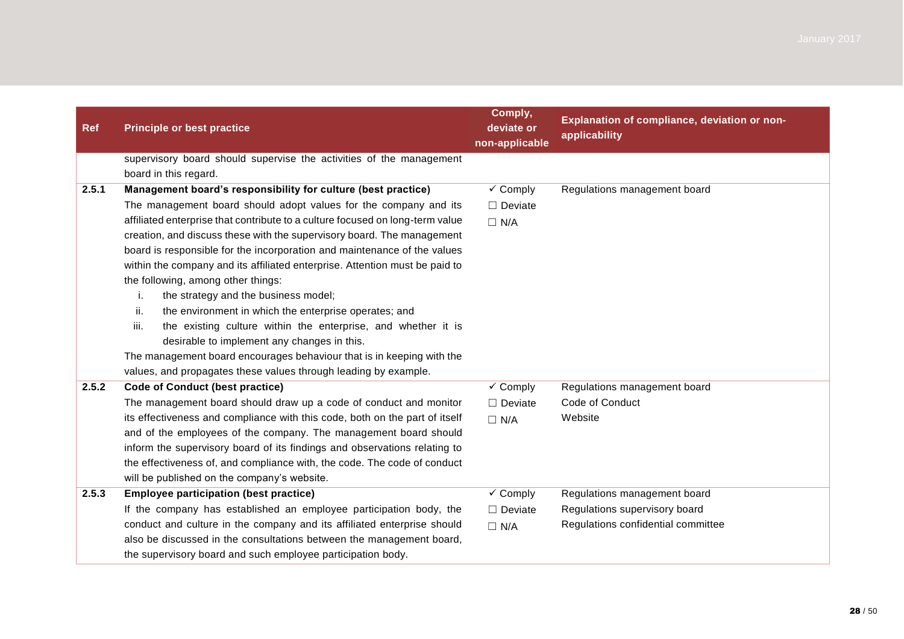| Ref | Principle or best practice | Comply, deviate or non-applicable | Explanation of compliance, deviation or non-applicability |
|---|---|---|---|
| | supervisory board should supervise the activities of the management board in this regard. | | |
| 2.5.1 | **Management board's responsibility for culture (best practice)**<br>The management board should adopt values for the company and its affiliated enterprise that contribute to a culture focused on long-term value creation, and discuss these with the supervisory board. The management board is responsible for the incorporation and maintenance of the values within the company and its affiliated enterprise. Attention must be paid to the following, among other things:<br>i. the strategy and the business model;<br>ii. the environment in which the enterprise operates; and<br>iii. the existing culture within the enterprise, and whether it is desirable to implement any changes in this.<br>The management board encourages behaviour that is in keeping with the values, and propagates these values through leading by example. | ✓ Comply<br>☐ Deviate<br>☐ N/A | Regulations management board |
| 2.5.2 | **Code of Conduct (best practice)**<br>The management board should draw up a code of conduct and monitor its effectiveness and compliance with this code, both on the part of itself and of the employees of the company. The management board should inform the supervisory board of its findings and observations relating to the effectiveness of, and compliance with, the code. The code of conduct will be published on the company's website. | ✓ Comply<br>☐ Deviate<br>☐ N/A | Regulations management board<br>Code of Conduct<br>Website |
| 2.5.3 | **Employee participation (best practice)**<br>If the company has established an employee participation body, the conduct and culture in the company and its affiliated enterprise should also be discussed in the consultations between the management board, the supervisory board and such employee participation body. | ✓ Comply<br>☐ Deviate<br>☐ N/A | Regulations management board<br>Regulations supervisory board<br>Regulations confidential committee |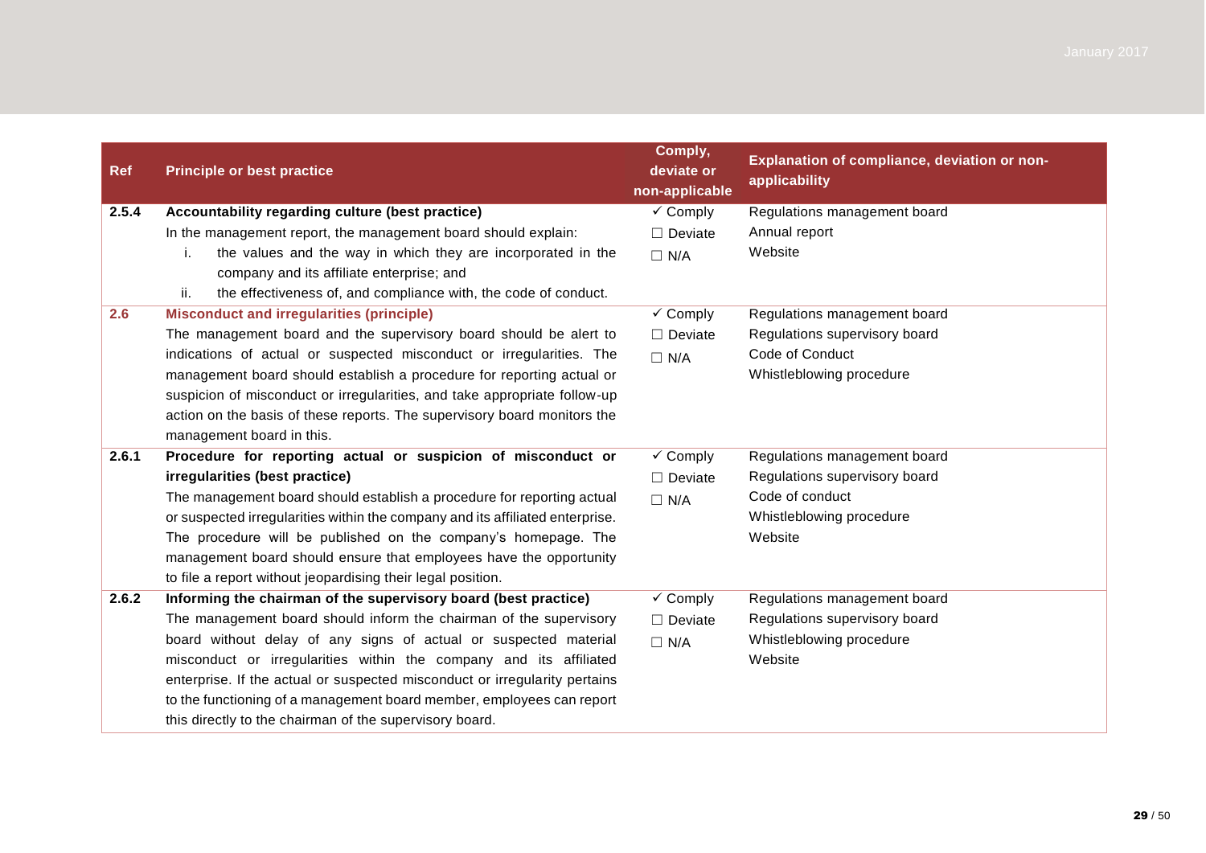| Ref | Principle or best practice | Comply, deviate or non-applicable | Explanation of compliance, deviation or non-applicability |
|---|---|---|---|
| 2.5.4 | **Accountability regarding culture (best practice)**<br>In the management report, the management board should explain:<br>i. the values and the way in which they are incorporated in the company and its affiliate enterprise; and<br>ii. the effectiveness of, and compliance with, the code of conduct. | ✓ Comply<br>☐ Deviate<br>☐ N/A | Regulations management board<br>Annual report<br>Website |
| 2.6 | **Misconduct and irregularities (principle)**<br>The management board and the supervisory board should be alert to indications of actual or suspected misconduct or irregularities. The management board should establish a procedure for reporting actual or suspicion of misconduct or irregularities, and take appropriate follow-up action on the basis of these reports. The supervisory board monitors the management board in this. | ✓ Comply<br>☐ Deviate<br>☐ N/A | Regulations management board<br>Regulations supervisory board<br>Code of Conduct<br>Whistleblowing procedure |
| 2.6.1 | **Procedure for reporting actual or suspicion of misconduct or irregularities (best practice)**<br>The management board should establish a procedure for reporting actual or suspected irregularities within the company and its affiliated enterprise. The procedure will be published on the company's homepage. The management board should ensure that employees have the opportunity to file a report without jeopardising their legal position. | ✓ Comply<br>☐ Deviate<br>☐ N/A | Regulations management board<br>Regulations supervisory board<br>Code of conduct<br>Whistleblowing procedure<br>Website |
| 2.6.2 | **Informing the chairman of the supervisory board (best practice)**<br>The management board should inform the chairman of the supervisory board without delay of any signs of actual or suspected material misconduct or irregularities within the company and its affiliated enterprise. If the actual or suspected misconduct or irregularity pertains to the functioning of a management board member, employees can report this directly to the chairman of the supervisory board. | ✓ Comply<br>☐ Deviate<br>☐ N/A | Regulations management board<br>Regulations supervisory board<br>Whistleblowing procedure<br>Website |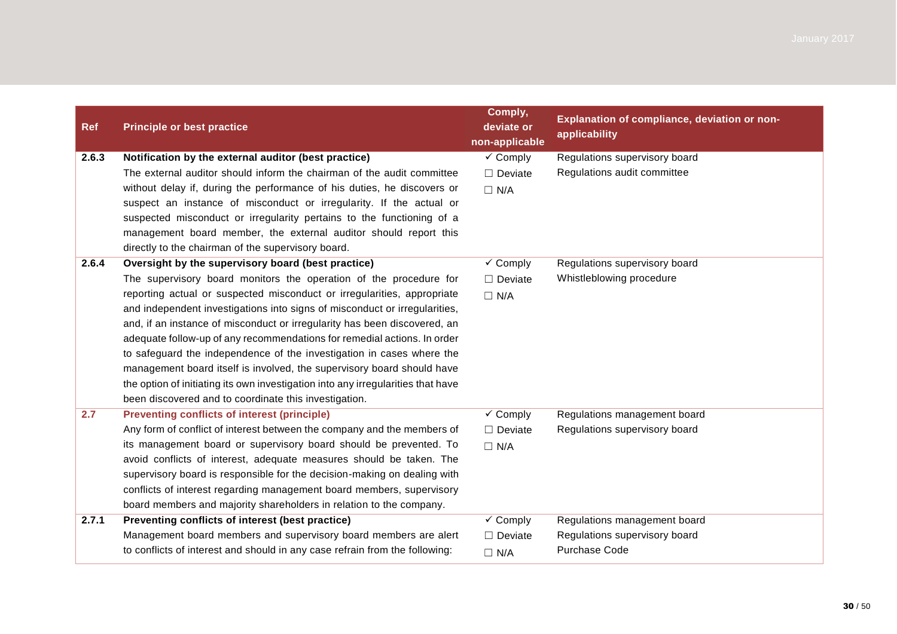| Ref | Principle or best practice | Comply, deviate or non-applicable | Explanation of compliance, deviation or non-applicability |
|---|---|---|---|
| **2.6.3** | **Notification by the external auditor (best practice)**<br>The external auditor should inform the chairman of the audit committee without delay if, during the performance of his duties, he discovers or suspect an instance of misconduct or irregularity. If the actual or suspected misconduct or irregularity pertains to the functioning of a management board member, the external auditor should report this directly to the chairman of the supervisory board. | ✓ Comply<br>☐ Deviate<br>☐ N/A | Regulations supervisory board<br>Regulations audit committee |
| **2.6.4** | **Oversight by the supervisory board (best practice)**<br>The supervisory board monitors the operation of the procedure for reporting actual or suspected misconduct or irregularities, appropriate and independent investigations into signs of misconduct or irregularities, and, if an instance of misconduct or irregularity has been discovered, an adequate follow-up of any recommendations for remedial actions. In order to safeguard the independence of the investigation in cases where the management board itself is involved, the supervisory board should have the option of initiating its own investigation into any irregularities that have been discovered and to coordinate this investigation. | ✓ Comply<br>☐ Deviate<br>☐ N/A | Regulations supervisory board<br>Whistleblowing procedure |
| **2.7** | **Preventing conflicts of interest (principle)**<br>Any form of conflict of interest between the company and the members of its management board or supervisory board should be prevented. To avoid conflicts of interest, adequate measures should be taken. The supervisory board is responsible for the decision-making on dealing with conflicts of interest regarding management board members, supervisory board members and majority shareholders in relation to the company. | ✓ Comply<br>☐ Deviate<br>☐ N/A | Regulations management board<br>Regulations supervisory board |
| **2.7.1** | **Preventing conflicts of interest (best practice)**<br>Management board members and supervisory board members are alert to conflicts of interest and should in any case refrain from the following: | ✓ Comply<br>☐ Deviate<br>☐ N/A | Regulations management board<br>Regulations supervisory board<br>Purchase Code |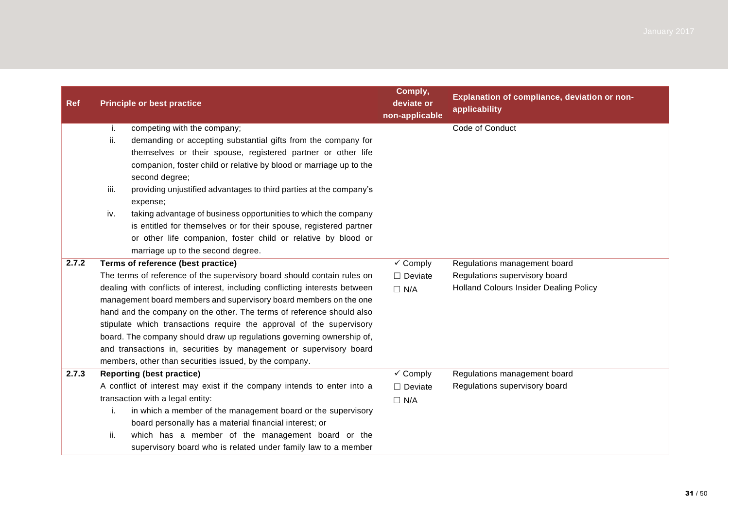| Ref | Principle or best practice | Comply, deviate or non-applicable | Explanation of compliance, deviation or non-applicability |
|---|---|---|---|
| | i. competing with the company;<br>ii. demanding or accepting substantial gifts from the company for themselves or their spouse, registered partner or other life companion, foster child or relative by blood or marriage up to the second degree;<br>iii. providing unjustified advantages to third parties at the company's expense;<br>iv. taking advantage of business opportunities to which the company is entitled for themselves or for their spouse, registered partner or other life companion, foster child or relative by blood or marriage up to the second degree. | | Code of Conduct |
| **2.7.2** | **Terms of reference (best practice)**<br>The terms of reference of the supervisory board should contain rules on dealing with conflicts of interest, including conflicting interests between management board members and supervisory board members on the one hand and the company on the other. The terms of reference should also stipulate which transactions require the approval of the supervisory board. The company should draw up regulations governing ownership of, and transactions in, securities by management or supervisory board members, other than securities issued, by the company. | ✓ Comply<br>☐ Deviate<br>☐ N/A | Regulations management board<br>Regulations supervisory board<br>Holland Colours Insider Dealing Policy |
| **2.7.3** | **Reporting (best practice)**<br>A conflict of interest may exist if the company intends to enter into a transaction with a legal entity:<br>i. in which a member of the management board or the supervisory board personally has a material financial interest; or<br>ii. which has a member of the management board or the supervisory board who is related under family law to a member | ✓ Comply<br>☐ Deviate<br>☐ N/A | Regulations management board<br>Regulations supervisory board |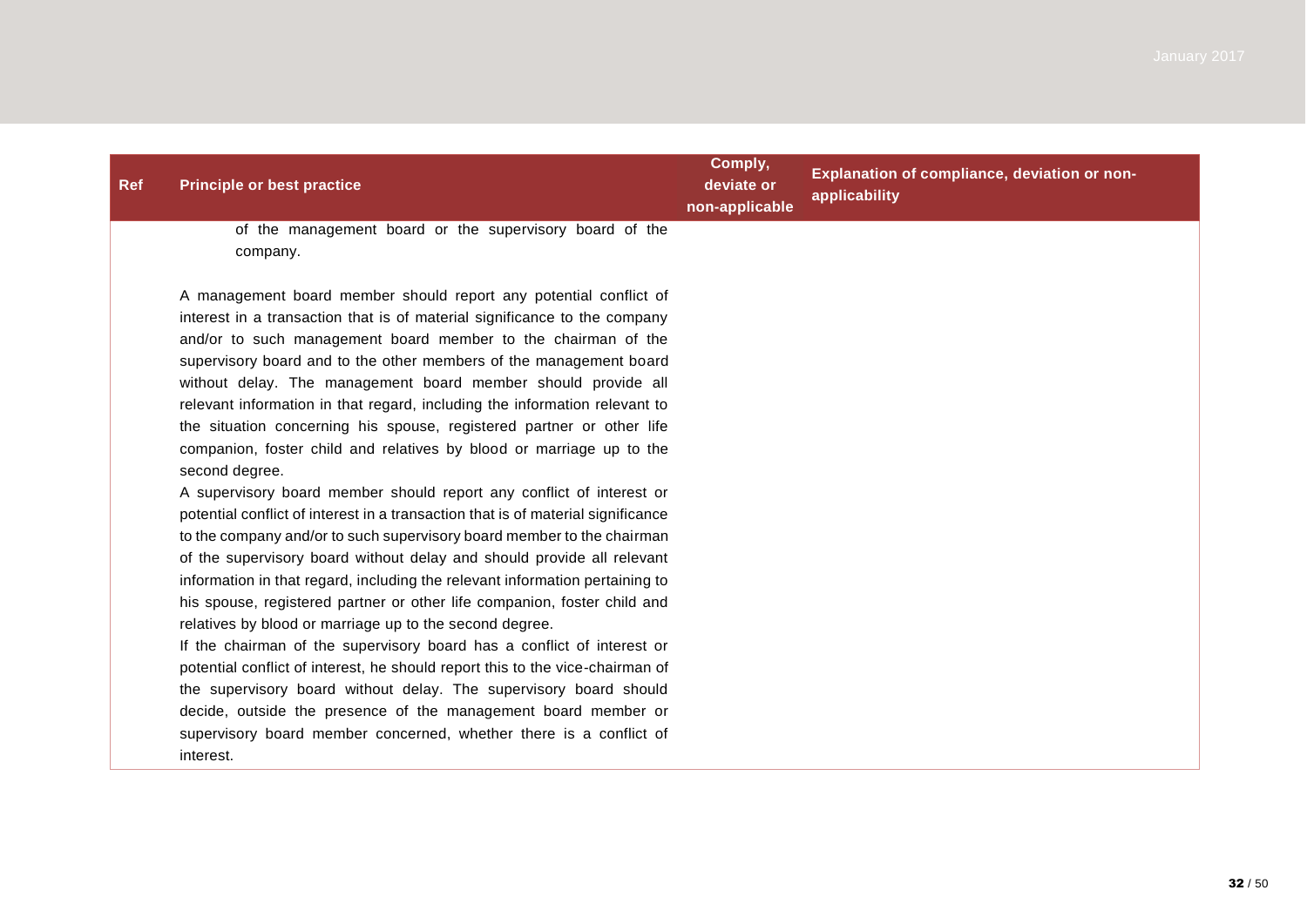| Ref | Principle or best practice | Comply, deviate or non-applicable | Explanation of compliance, deviation or non-applicability |
|---|---|---|---|
| | of the management board or the supervisory board of the company.<br><br>A management board member should report any potential conflict of interest in a transaction that is of material significance to the company and/or to such management board member to the chairman of the supervisory board and to the other members of the management board without delay. The management board member should provide all relevant information in that regard, including the information relevant to the situation concerning his spouse, registered partner or other life companion, foster child and relatives by blood or marriage up to the second degree.<br>A supervisory board member should report any conflict of interest or potential conflict of interest in a transaction that is of material significance to the company and/or to such supervisory board member to the chairman of the supervisory board without delay and should provide all relevant information in that regard, including the relevant information pertaining to his spouse, registered partner or other life companion, foster child and relatives by blood or marriage up to the second degree.<br>If the chairman of the supervisory board has a conflict of interest or potential conflict of interest, he should report this to the vice-chairman of the supervisory board without delay. The supervisory board should decide, outside the presence of the management board member or supervisory board member concerned, whether there is a conflict of interest. | | |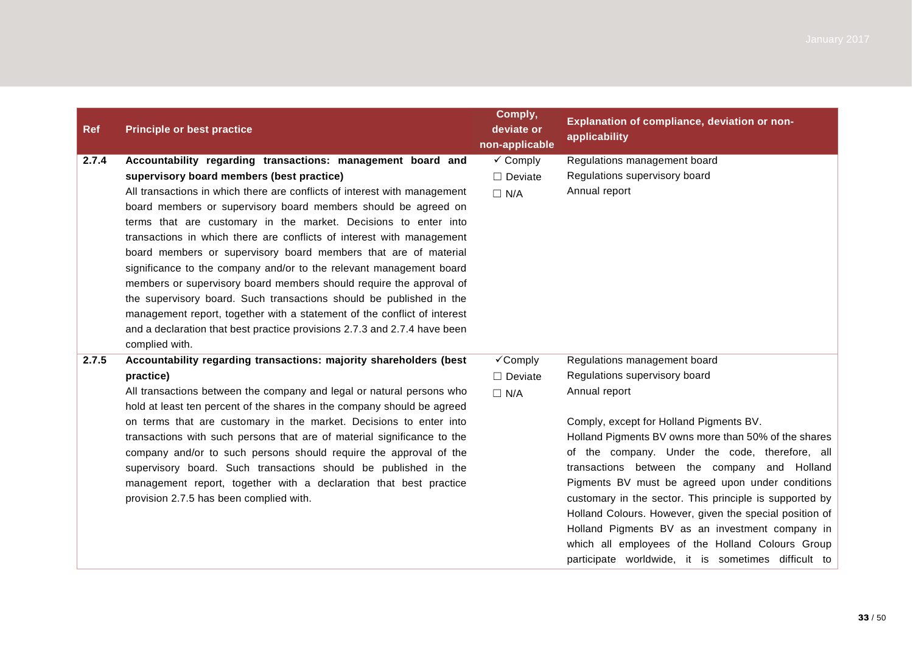| Ref | Principle or best practice | Comply, deviate or non-applicable | Explanation of compliance, deviation or non-applicability |
|---|---|---|---|
| **2.7.4** | **Accountability regarding transactions: management board and supervisory board members (best practice)**<br>All transactions in which there are conflicts of interest with management board members or supervisory board members should be agreed on terms that are customary in the market. Decisions to enter into transactions in which there are conflicts of interest with management board members or supervisory board members that are of material significance to the company and/or to the relevant management board members or supervisory board members should require the approval of the supervisory board. Such transactions should be published in the management report, together with a statement of the conflict of interest and a declaration that best practice provisions 2.7.3 and 2.7.4 have been complied with. | ✓ Comply<br>☐ Deviate<br>☐ N/A | Regulations management board<br>Regulations supervisory board<br>Annual report |
| **2.7.5** | **Accountability regarding transactions: majority shareholders (best practice)**<br>All transactions between the company and legal or natural persons who hold at least ten percent of the shares in the company should be agreed on terms that are customary in the market. Decisions to enter into transactions with such persons that are of material significance to the company and/or to such persons should require the approval of the supervisory board. Such transactions should be published in the management report, together with a declaration that best practice provision 2.7.5 has been complied with. | ✓Comply<br>☐ Deviate<br>☐ N/A | Regulations management board<br>Regulations supervisory board<br>Annual report<br><br>Comply, except for Holland Pigments BV.<br>Holland Pigments BV owns more than 50% of the shares of the company. Under the code, therefore, all transactions between the company and Holland Pigments BV must be agreed upon under conditions customary in the sector. This principle is supported by Holland Colours. However, given the special position of Holland Pigments BV as an investment company in which all employees of the Holland Colours Group participate worldwide, it is sometimes difficult to |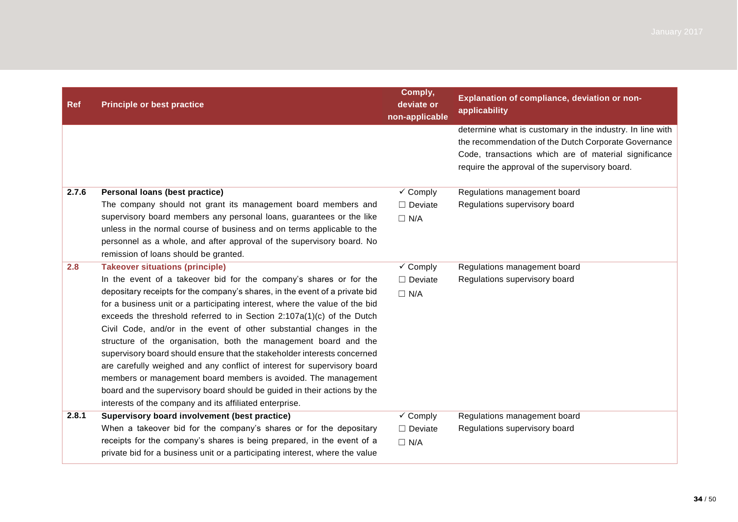| Ref | Principle or best practice | Comply, deviate or non-applicable | Explanation of compliance, deviation or non-applicability |
|---|---|---|---|
| | | | determine what is customary in the industry. In line with the recommendation of the Dutch Corporate Governance Code, transactions which are of material significance require the approval of the supervisory board. |
| 2.7.6 | **Personal loans (best practice)**<br>The company should not grant its management board members and supervisory board members any personal loans, guarantees or the like unless in the normal course of business and on terms applicable to the personnel as a whole, and after approval of the supervisory board. No remission of loans should be granted. | ✓ Comply<br>☐ Deviate<br>☐ N/A | Regulations management board<br>Regulations supervisory board |
| 2.8 | **Takeover situations (principle)**<br>In the event of a takeover bid for the company's shares or for the depositary receipts for the company's shares, in the event of a private bid for a business unit or a participating interest, where the value of the bid exceeds the threshold referred to in Section 2:107a(1)(c) of the Dutch Civil Code, and/or in the event of other substantial changes in the structure of the organisation, both the management board and the supervisory board should ensure that the stakeholder interests concerned are carefully weighed and any conflict of interest for supervisory board members or management board members is avoided. The management board and the supervisory board should be guided in their actions by the interests of the company and its affiliated enterprise. | ✓ Comply<br>☐ Deviate<br>☐ N/A | Regulations management board<br>Regulations supervisory board |
| 2.8.1 | **Supervisory board involvement (best practice)**<br>When a takeover bid for the company's shares or for the depositary receipts for the company's shares is being prepared, in the event of a private bid for a business unit or a participating interest, where the value | ✓ Comply<br>☐ Deviate<br>☐ N/A | Regulations management board<br>Regulations supervisory board |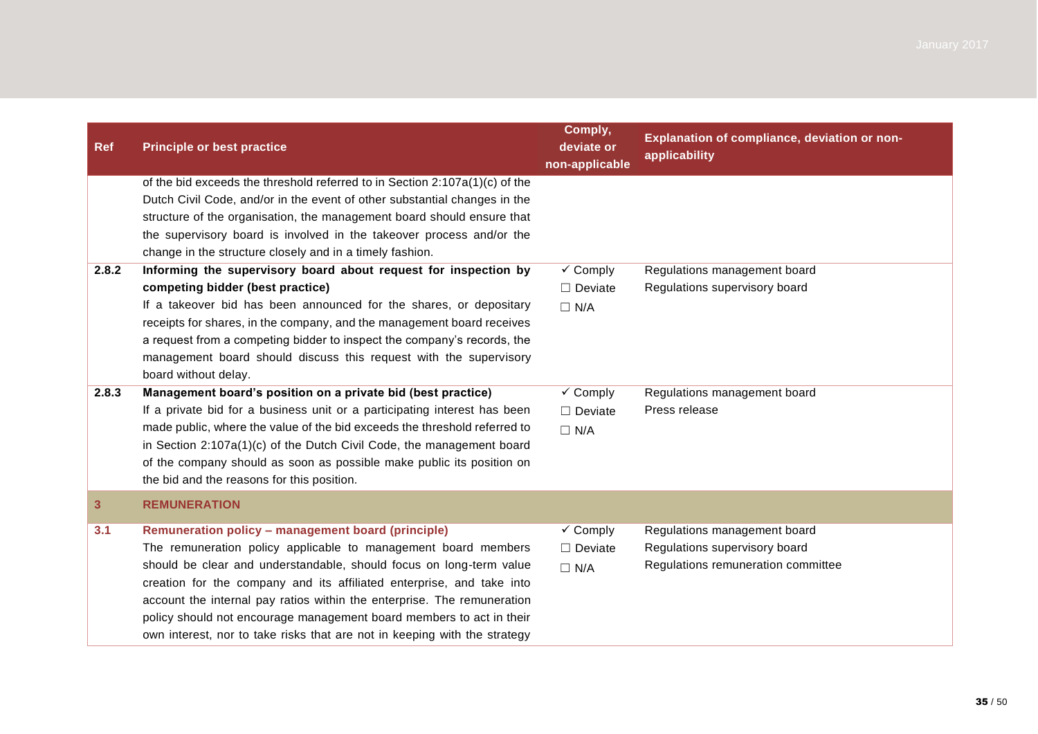| Ref | Principle or best practice | Comply, deviate or non-applicable | Explanation of compliance, deviation or non-applicability |
| --- | --- | --- | --- |
| | of the bid exceeds the threshold referred to in Section 2:107a(1)(c) of the Dutch Civil Code, and/or in the event of other substantial changes in the structure of the organisation, the management board should ensure that the supervisory board is involved in the takeover process and/or the change in the structure closely and in a timely fashion. | | |
| 2.8.2 | **Informing the supervisory board about request for inspection by competing bidder (best practice)**<br>If a takeover bid has been announced for the shares, or depositary receipts for shares, in the company, and the management board receives a request from a competing bidder to inspect the company's records, the management board should discuss this request with the supervisory board without delay. | ✓ Comply<br>☐ Deviate<br>☐ N/A | Regulations management board<br>Regulations supervisory board |
| 2.8.3 | **Management board's position on a private bid (best practice)**<br>If a private bid for a business unit or a participating interest has been made public, where the value of the bid exceeds the threshold referred to in Section 2:107a(1)(c) of the Dutch Civil Code, the management board of the company should as soon as possible make public its position on the bid and the reasons for this position. | ✓ Comply<br>☐ Deviate<br>☐ N/A | Regulations management board<br>Press release |
| **3** | **REMUNERATION** | | |
| **3.1** | **Remuneration policy – management board (principle)**<br>The remuneration policy applicable to management board members should be clear and understandable, should focus on long-term value creation for the company and its affiliated enterprise, and take into account the internal pay ratios within the enterprise. The remuneration policy should not encourage management board members to act in their own interest, nor to take risks that are not in keeping with the strategy | ✓ Comply<br>☐ Deviate<br>☐ N/A | Regulations management board<br>Regulations supervisory board<br>Regulations remuneration committee |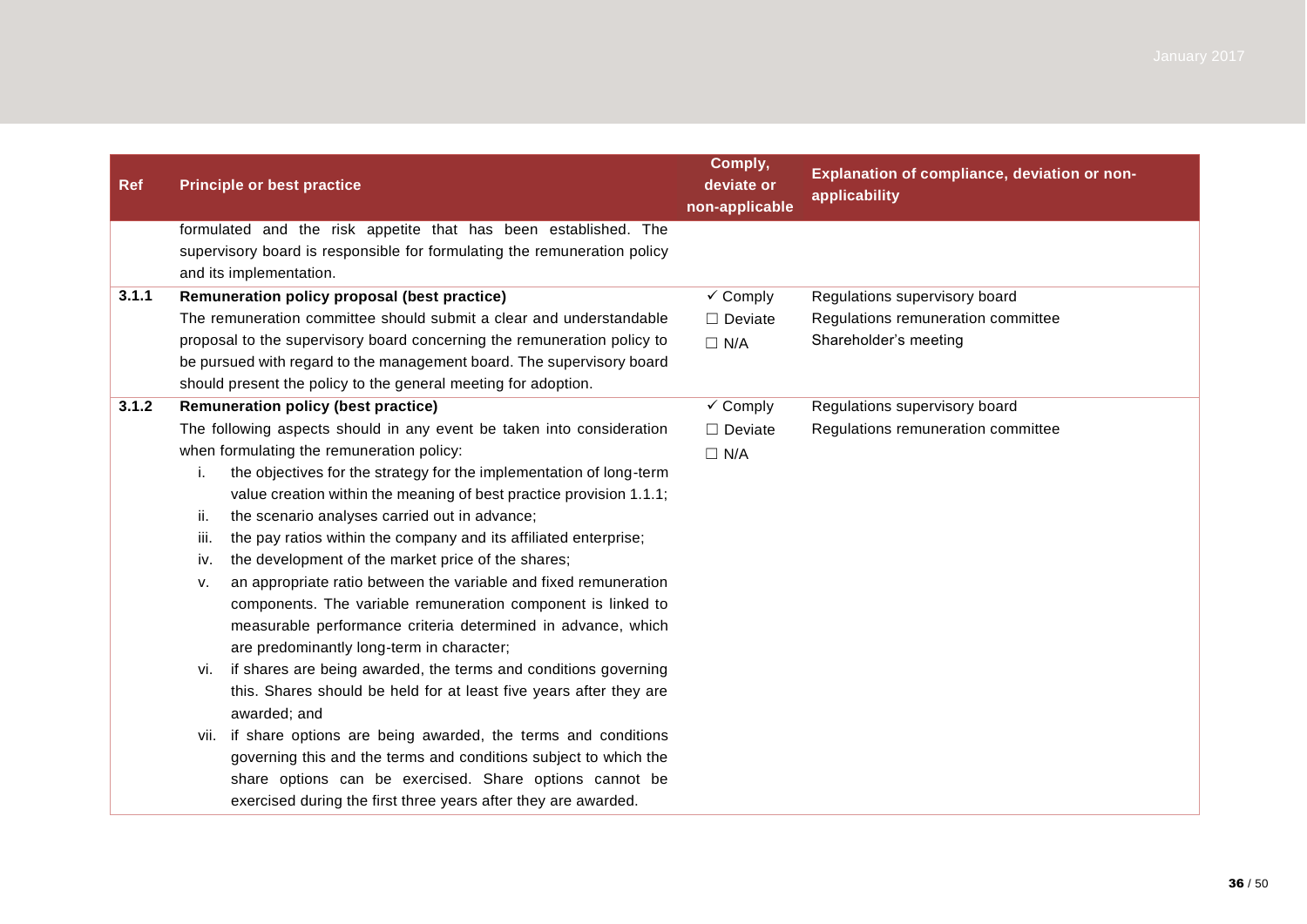| Ref | Principle or best practice | Comply, deviate or non-applicable | Explanation of compliance, deviation or non-applicability |
|---|---|---|---|
| | formulated and the risk appetite that has been established. The supervisory board is responsible for formulating the remuneration policy and its implementation. | | |
| 3.1.1 | **Remuneration policy proposal (best practice)**<br>The remuneration committee should submit a clear and understandable proposal to the supervisory board concerning the remuneration policy to be pursued with regard to the management board. The supervisory board should present the policy to the general meeting for adoption. | ✓ Comply<br>☐ Deviate<br>☐ N/A | Regulations supervisory board<br>Regulations remuneration committee<br>Shareholder's meeting |
| 3.1.2 | **Remuneration policy (best practice)**<br>The following aspects should in any event be taken into consideration when formulating the remuneration policy:<br>i. the objectives for the strategy for the implementation of long-term value creation within the meaning of best practice provision 1.1.1;<br>ii. the scenario analyses carried out in advance;<br>iii. the pay ratios within the company and its affiliated enterprise;<br>iv. the development of the market price of the shares;<br>v. an appropriate ratio between the variable and fixed remuneration components. The variable remuneration component is linked to measurable performance criteria determined in advance, which are predominantly long-term in character;<br>vi. if shares are being awarded, the terms and conditions governing this. Shares should be held for at least five years after they are awarded; and<br>vii. if share options are being awarded, the terms and conditions governing this and the terms and conditions subject to which the share options can be exercised. Share options cannot be exercised during the first three years after they are awarded. | ✓ Comply<br>☐ Deviate<br>☐ N/A | Regulations supervisory board<br>Regulations remuneration committee |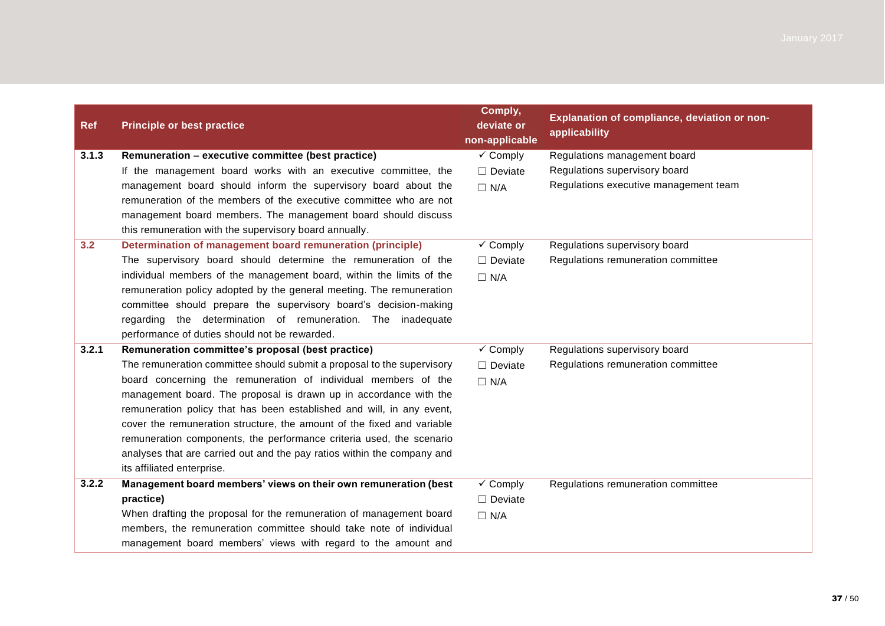| Ref | Principle or best practice | Comply, deviate or non-applicable | Explanation of compliance, deviation or non-applicability |
|---|---|---|---|
| 3.1.3 | **Remuneration – executive committee (best practice)**<br>If the management board works with an executive committee, the management board should inform the supervisory board about the remuneration of the members of the executive committee who are not management board members. The management board should discuss this remuneration with the supervisory board annually. | ✓ Comply<br>☐ Deviate<br>☐ N/A | Regulations management board<br>Regulations supervisory board<br>Regulations executive management team |
| 3.2 | **Determination of management board remuneration (principle)**<br>The supervisory board should determine the remuneration of the individual members of the management board, within the limits of the remuneration policy adopted by the general meeting. The remuneration committee should prepare the supervisory board's decision-making regarding the determination of remuneration. The inadequate performance of duties should not be rewarded. | ✓ Comply<br>☐ Deviate<br>☐ N/A | Regulations supervisory board<br>Regulations remuneration committee |
| 3.2.1 | **Remuneration committee's proposal (best practice)**<br>The remuneration committee should submit a proposal to the supervisory board concerning the remuneration of individual members of the management board. The proposal is drawn up in accordance with the remuneration policy that has been established and will, in any event, cover the remuneration structure, the amount of the fixed and variable remuneration components, the performance criteria used, the scenario analyses that are carried out and the pay ratios within the company and its affiliated enterprise. | ✓ Comply<br>☐ Deviate<br>☐ N/A | Regulations supervisory board<br>Regulations remuneration committee |
| 3.2.2 | **Management board members' views on their own remuneration (best practice)**<br>When drafting the proposal for the remuneration of management board members, the remuneration committee should take note of individual management board members' views with regard to the amount and | ✓ Comply<br>☐ Deviate<br>☐ N/A | Regulations remuneration committee |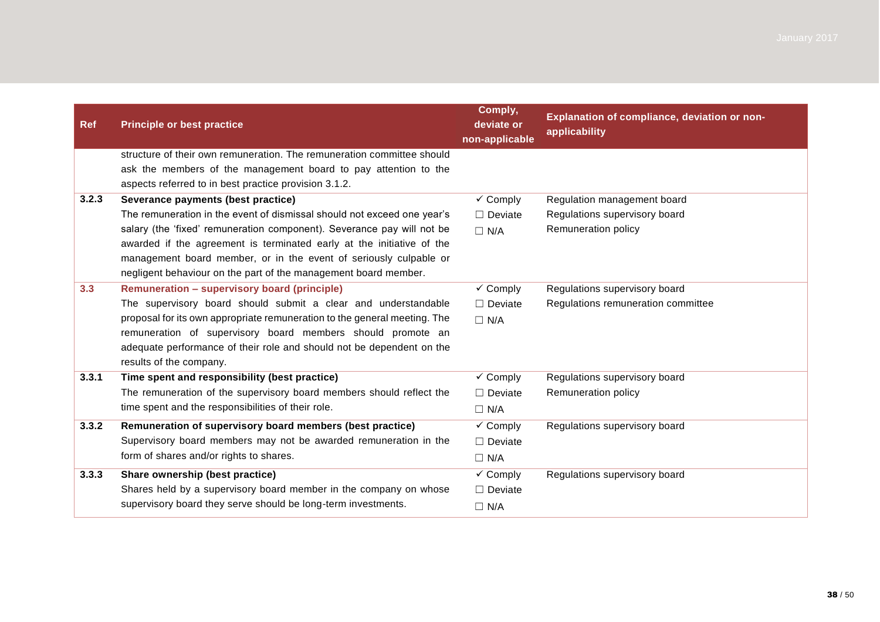| Ref | Principle or best practice | Comply, deviate or non-applicable | Explanation of compliance, deviation or non-applicability |
|---|---|---|---|
| | structure of their own remuneration. The remuneration committee should ask the members of the management board to pay attention to the aspects referred to in best practice provision 3.1.2. | | |
| **3.2.3** | **Severance payments (best practice)**<br>The remuneration in the event of dismissal should not exceed one year's salary (the 'fixed' remuneration component). Severance pay will not be awarded if the agreement is terminated early at the initiative of the management board member, or in the event of seriously culpable or negligent behaviour on the part of the management board member. | ✓ Comply<br>☐ Deviate<br>☐ N/A | Regulation management board<br>Regulations supervisory board<br>Remuneration policy |
| **3.3** | **Remuneration – supervisory board (principle)**<br>The supervisory board should submit a clear and understandable proposal for its own appropriate remuneration to the general meeting. The remuneration of supervisory board members should promote an adequate performance of their role and should not be dependent on the results of the company. | ✓ Comply<br>☐ Deviate<br>☐ N/A | Regulations supervisory board<br>Regulations remuneration committee |
| **3.3.1** | **Time spent and responsibility (best practice)**<br>The remuneration of the supervisory board members should reflect the time spent and the responsibilities of their role. | ✓ Comply<br>☐ Deviate<br>☐ N/A | Regulations supervisory board<br>Remuneration policy |
| **3.3.2** | **Remuneration of supervisory board members (best practice)**<br>Supervisory board members may not be awarded remuneration in the form of shares and/or rights to shares. | ✓ Comply<br>☐ Deviate<br>☐ N/A | Regulations supervisory board |
| **3.3.3** | **Share ownership (best practice)**<br>Shares held by a supervisory board member in the company on whose supervisory board they serve should be long-term investments. | ✓ Comply<br>☐ Deviate<br>☐ N/A | Regulations supervisory board |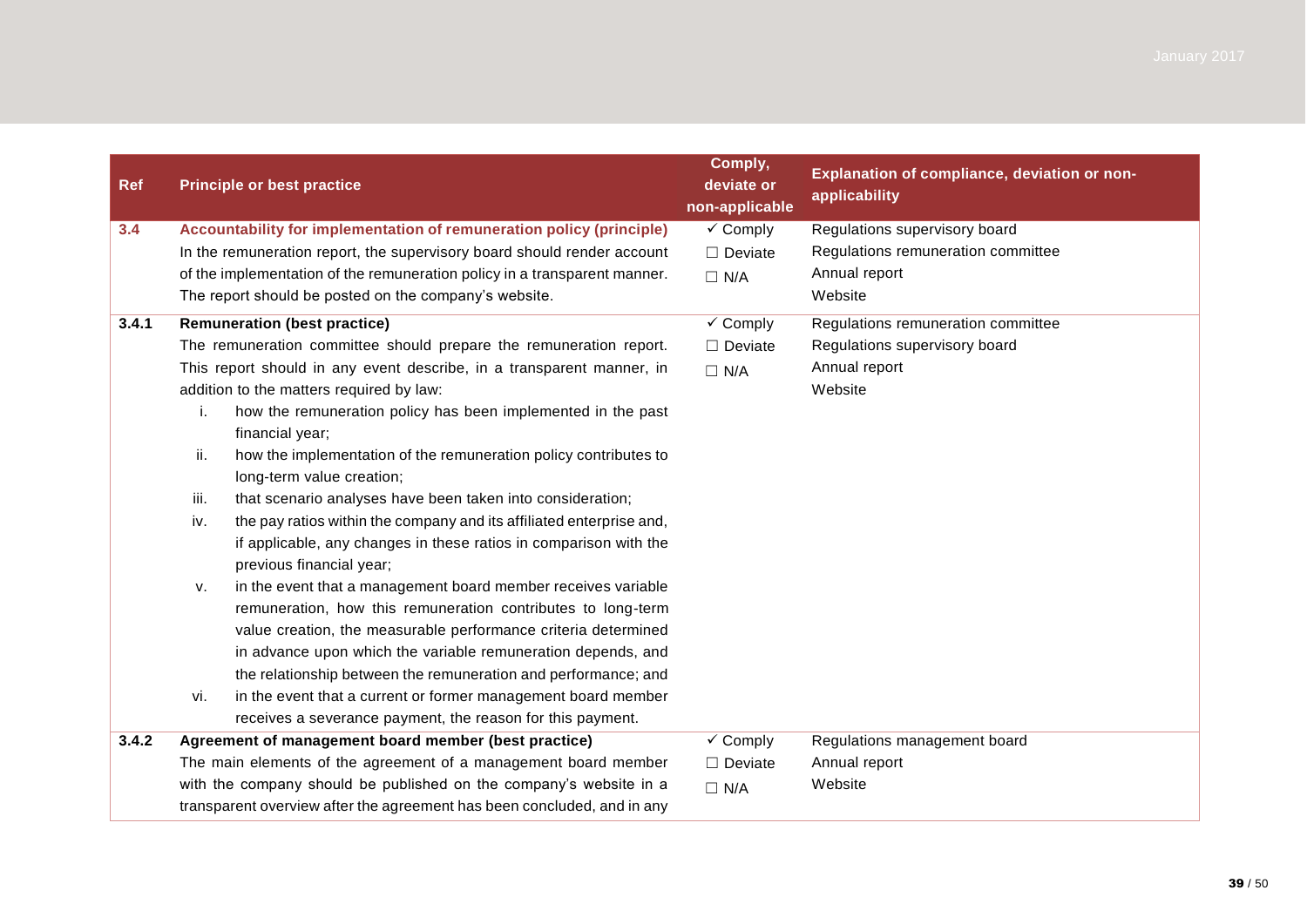| Ref | Principle or best practice | Comply, deviate or non-applicable | Explanation of compliance, deviation or non-applicability |
|---|---|---|---|
| 3.4 | **Accountability for implementation of remuneration policy (principle)**<br>In the remuneration report, the supervisory board should render account of the implementation of the remuneration policy in a transparent manner. The report should be posted on the company's website. | ✓ Comply<br>☐ Deviate<br>☐ N/A | Regulations supervisory board<br>Regulations remuneration committee<br>Annual report<br>Website |
| 3.4.1 | **Remuneration (best practice)**<br>The remuneration committee should prepare the remuneration report. This report should in any event describe, in a transparent manner, in addition to the matters required by law:<br>i. how the remuneration policy has been implemented in the past financial year;<br>ii. how the implementation of the remuneration policy contributes to long-term value creation;<br>iii. that scenario analyses have been taken into consideration;<br>iv. the pay ratios within the company and its affiliated enterprise and, if applicable, any changes in these ratios in comparison with the previous financial year;<br>v. in the event that a management board member receives variable remuneration, how this remuneration contributes to long-term value creation, the measurable performance criteria determined in advance upon which the variable remuneration depends, and the relationship between the remuneration and performance; and<br>vi. in the event that a current or former management board member receives a severance payment, the reason for this payment. | ✓ Comply<br>☐ Deviate<br>☐ N/A | Regulations remuneration committee<br>Regulations supervisory board<br>Annual report<br>Website |
| 3.4.2 | **Agreement of management board member (best practice)**<br>The main elements of the agreement of a management board member with the company should be published on the company's website in a transparent overview after the agreement has been concluded, and in any | ✓ Comply<br>☐ Deviate<br>☐ N/A | Regulations management board<br>Annual report<br>Website |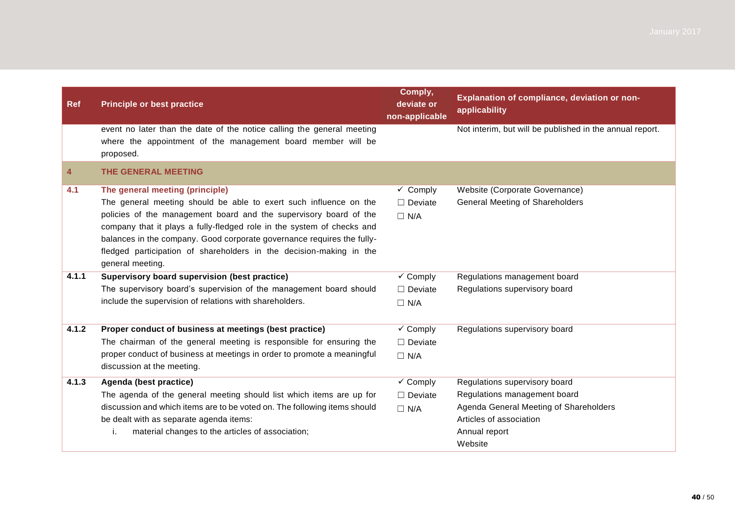| Ref | Principle or best practice | Comply, deviate or non-applicable | Explanation of compliance, deviation or non-applicability |
|---|---|---|---|
| | event no later than the date of the notice calling the general meeting where the appointment of the management board member will be proposed. | | Not interim, but will be published in the annual report. |
| **4** | **THE GENERAL MEETING** | | |
| **4.1** | **The general meeting (principle)**<br>The general meeting should be able to exert such influence on the policies of the management board and the supervisory board of the company that it plays a fully-fledged role in the system of checks and balances in the company. Good corporate governance requires the fully-fledged participation of shareholders in the decision-making in the general meeting. | ✓ Comply<br>☐ Deviate<br>☐ N/A | Website (Corporate Governance)<br>General Meeting of Shareholders |
| **4.1.1** | **Supervisory board supervision (best practice)**<br>The supervisory board's supervision of the management board should include the supervision of relations with shareholders. | ✓ Comply<br>☐ Deviate<br>☐ N/A | Regulations management board<br>Regulations supervisory board |
| **4.1.2** | **Proper conduct of business at meetings (best practice)**<br>The chairman of the general meeting is responsible for ensuring the proper conduct of business at meetings in order to promote a meaningful discussion at the meeting. | ✓ Comply<br>☐ Deviate<br>☐ N/A | Regulations supervisory board |
| **4.1.3** | **Agenda (best practice)**<br>The agenda of the general meeting should list which items are up for discussion and which items are to be voted on. The following items should be dealt with as separate agenda items:<br>i. material changes to the articles of association; | ✓ Comply<br>☐ Deviate<br>☐ N/A | Regulations supervisory board<br>Regulations management board<br>Agenda General Meeting of Shareholders<br>Articles of association<br>Annual report<br>Website |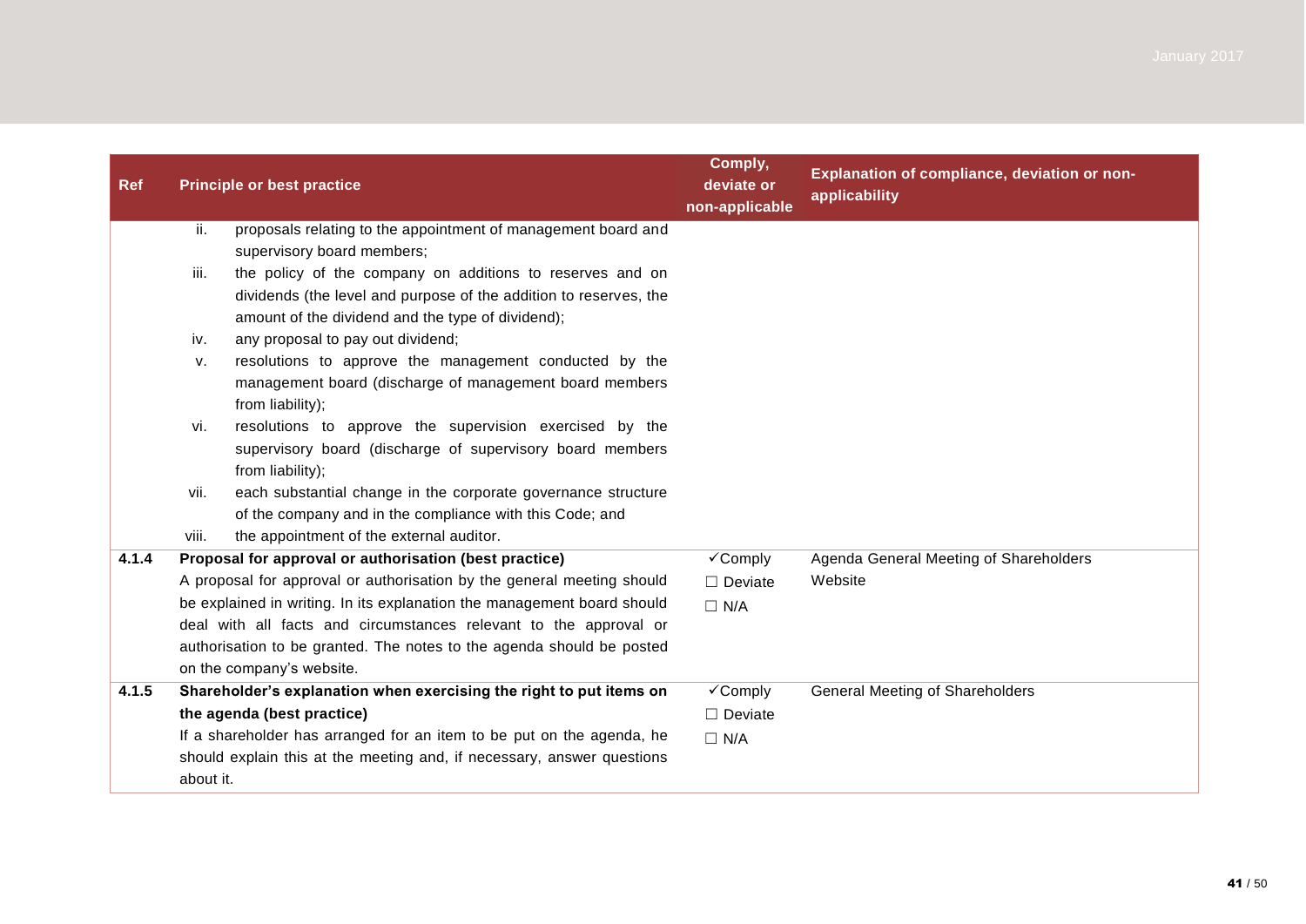| Ref | Principle or best practice | Comply, deviate or non-applicable | Explanation of compliance, deviation or non-applicability |
|---|---|---|---|
| | ii. proposals relating to the appointment of management board and supervisory board members;<br>iii. the policy of the company on additions to reserves and on dividends (the level and purpose of the addition to reserves, the amount of the dividend and the type of dividend);<br>iv. any proposal to pay out dividend;<br>v. resolutions to approve the management conducted by the management board (discharge of management board members from liability);<br>vi. resolutions to approve the supervision exercised by the supervisory board (discharge of supervisory board members from liability);<br>vii. each substantial change in the corporate governance structure of the company and in the compliance with this Code; and<br>viii. the appointment of the external auditor. | | |
| **4.1.4** | **Proposal for approval or authorisation (best practice)**<br>A proposal for approval or authorisation by the general meeting should be explained in writing. In its explanation the management board should deal with all facts and circumstances relevant to the approval or authorisation to be granted. The notes to the agenda should be posted on the company's website. | ✓Comply<br>☐ Deviate<br>☐ N/A | Agenda General Meeting of Shareholders<br>Website |
| **4.1.5** | **Shareholder's explanation when exercising the right to put items on the agenda (best practice)**<br>If a shareholder has arranged for an item to be put on the agenda, he should explain this at the meeting and, if necessary, answer questions about it. | ✓Comply<br>☐ Deviate<br>☐ N/A | General Meeting of Shareholders |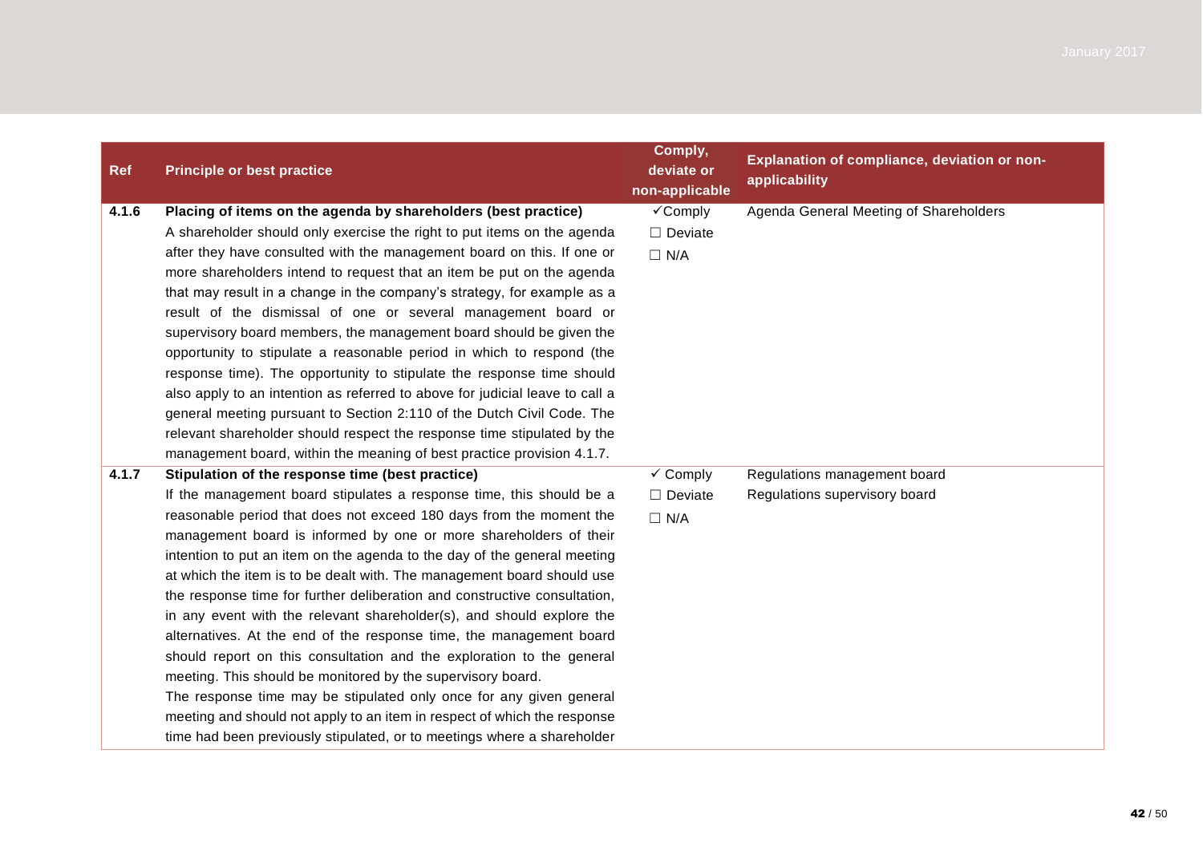| Ref | Principle or best practice | Comply, deviate or non-applicable | Explanation of compliance, deviation or non-applicability |
|---|---|---|---|
| 4.1.6 | **Placing of items on the agenda by shareholders (best practice)**<br>A shareholder should only exercise the right to put items on the agenda after they have consulted with the management board on this. If one or more shareholders intend to request that an item be put on the agenda that may result in a change in the company's strategy, for example as a result of the dismissal of one or several management board or supervisory board members, the management board should be given the opportunity to stipulate a reasonable period in which to respond (the response time). The opportunity to stipulate the response time should also apply to an intention as referred to above for judicial leave to call a general meeting pursuant to Section 2:110 of the Dutch Civil Code. The relevant shareholder should respect the response time stipulated by the management board, within the meaning of best practice provision 4.1.7. | ✓Comply<br>☐ Deviate<br>☐ N/A | Agenda General Meeting of Shareholders |
| 4.1.7 | **Stipulation of the response time (best practice)**<br>If the management board stipulates a response time, this should be a reasonable period that does not exceed 180 days from the moment the management board is informed by one or more shareholders of their intention to put an item on the agenda to the day of the general meeting at which the item is to be dealt with. The management board should use the response time for further deliberation and constructive consultation, in any event with the relevant shareholder(s), and should explore the alternatives. At the end of the response time, the management board should report on this consultation and the exploration to the general meeting. This should be monitored by the supervisory board.<br>The response time may be stipulated only once for any given general meeting and should not apply to an item in respect of which the response time had been previously stipulated, or to meetings where a shareholder | ✓ Comply<br>☐ Deviate<br>☐ N/A | Regulations management board<br>Regulations supervisory board |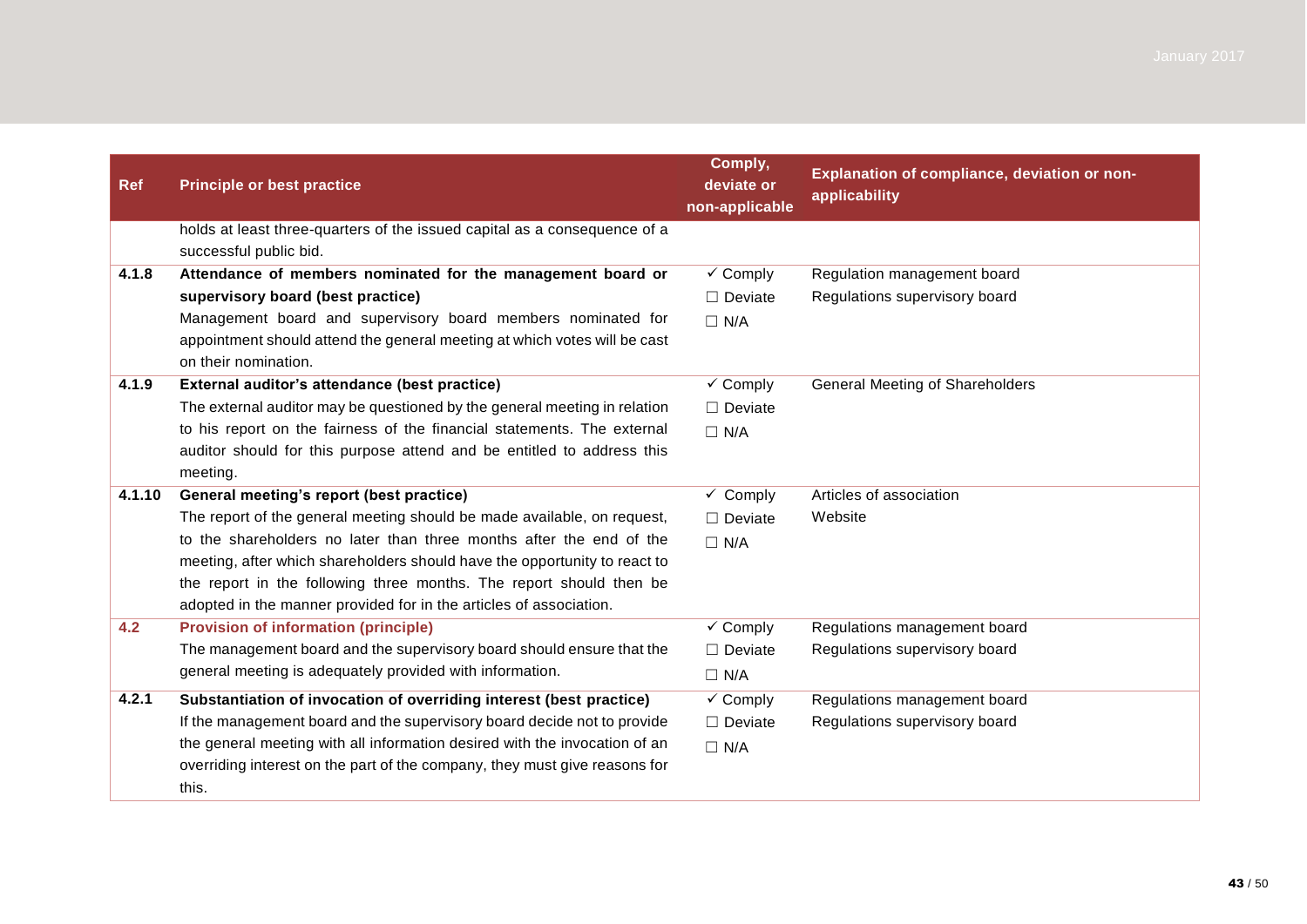| Ref | Principle or best practice | Comply, deviate or non-applicable | Explanation of compliance, deviation or non-applicability |
|---|---|---|---|
| | holds at least three-quarters of the issued capital as a consequence of a successful public bid. | | |
| 4.1.8 | **Attendance of members nominated for the management board or supervisory board (best practice)**<br>Management board and supervisory board members nominated for appointment should attend the general meeting at which votes will be cast on their nomination. | ✓ Comply<br>☐ Deviate<br>☐ N/A | Regulation management board<br>Regulations supervisory board |
| 4.1.9 | **External auditor's attendance (best practice)**<br>The external auditor may be questioned by the general meeting in relation to his report on the fairness of the financial statements. The external auditor should for this purpose attend and be entitled to address this meeting. | ✓ Comply<br>☐ Deviate<br>☐ N/A | General Meeting of Shareholders |
| 4.1.10 | **General meeting's report (best practice)**<br>The report of the general meeting should be made available, on request, to the shareholders no later than three months after the end of the meeting, after which shareholders should have the opportunity to react to the report in the following three months. The report should then be adopted in the manner provided for in the articles of association. | ✓ Comply<br>☐ Deviate<br>☐ N/A | Articles of association<br>Website |
| 4.2 | **Provision of information (principle)**<br>The management board and the supervisory board should ensure that the general meeting is adequately provided with information. | ✓ Comply<br>☐ Deviate<br>☐ N/A | Regulations management board<br>Regulations supervisory board |
| 4.2.1 | **Substantiation of invocation of overriding interest (best practice)**<br>If the management board and the supervisory board decide not to provide the general meeting with all information desired with the invocation of an overriding interest on the part of the company, they must give reasons for this. | ✓ Comply<br>☐ Deviate<br>☐ N/A | Regulations management board<br>Regulations supervisory board |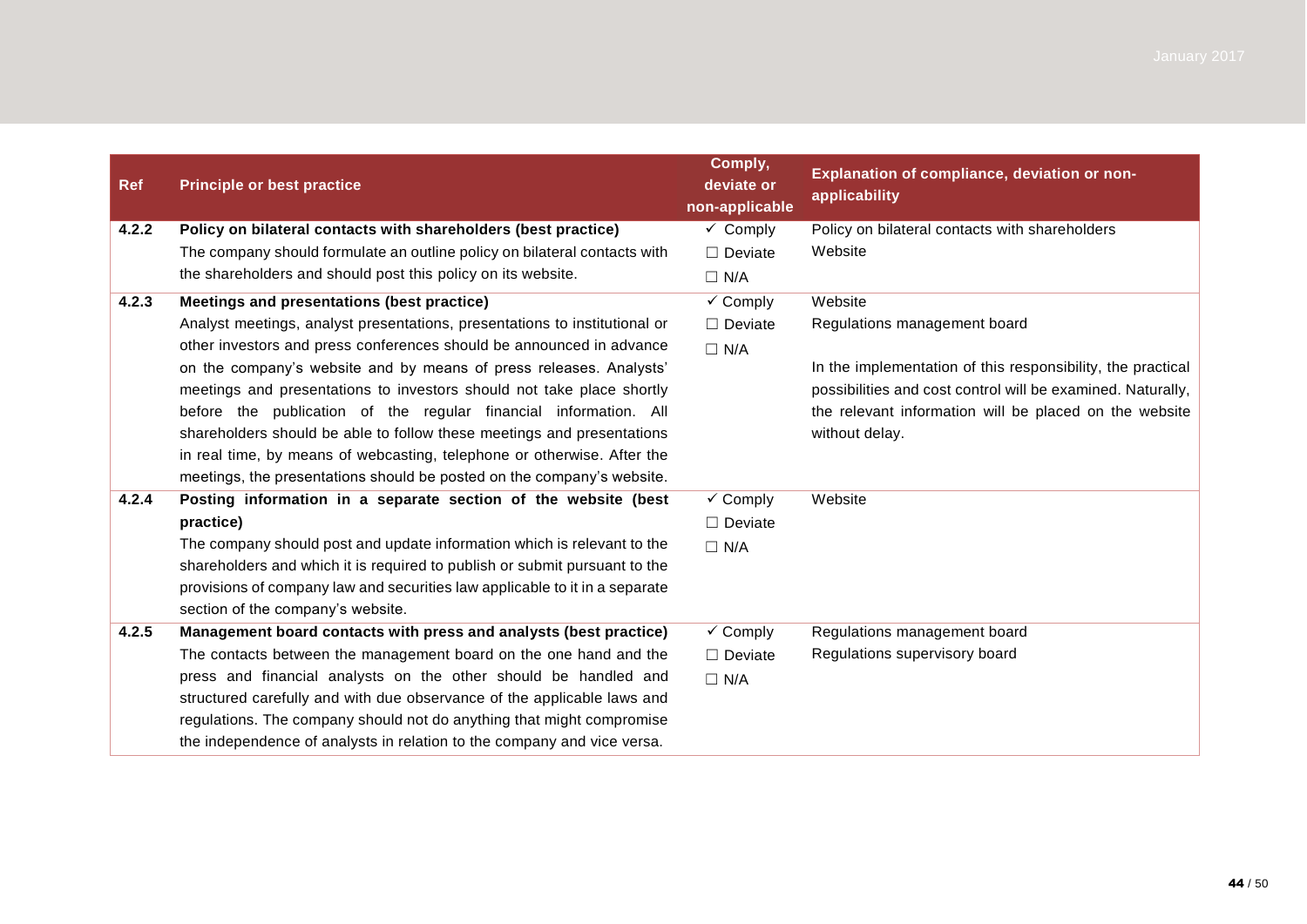| Ref | Principle or best practice | Comply, deviate or non-applicable | Explanation of compliance, deviation or non-applicability |
|---|---|---|---|
| 4.2.2 | **Policy on bilateral contacts with shareholders (best practice)**<br>The company should formulate an outline policy on bilateral contacts with the shareholders and should post this policy on its website. | ✓ Comply<br>☐ Deviate<br>☐ N/A | Policy on bilateral contacts with shareholders<br>Website |
| 4.2.3 | **Meetings and presentations (best practice)**<br>Analyst meetings, analyst presentations, presentations to institutional or other investors and press conferences should be announced in advance on the company's website and by means of press releases. Analysts' meetings and presentations to investors should not take place shortly before the publication of the regular financial information. All shareholders should be able to follow these meetings and presentations in real time, by means of webcasting, telephone or otherwise. After the meetings, the presentations should be posted on the company's website. | ✓ Comply<br>☐ Deviate<br>☐ N/A | Website<br>Regulations management board<br><br>In the implementation of this responsibility, the practical possibilities and cost control will be examined. Naturally, the relevant information will be placed on the website without delay. |
| 4.2.4 | **Posting information in a separate section of the website (best practice)**<br>The company should post and update information which is relevant to the shareholders and which it is required to publish or submit pursuant to the provisions of company law and securities law applicable to it in a separate section of the company's website. | ✓ Comply<br>☐ Deviate<br>☐ N/A | Website |
| 4.2.5 | **Management board contacts with press and analysts (best practice)**<br>The contacts between the management board on the one hand and the press and financial analysts on the other should be handled and structured carefully and with due observance of the applicable laws and regulations. The company should not do anything that might compromise the independence of analysts in relation to the company and vice versa. | ✓ Comply<br>☐ Deviate<br>☐ N/A | Regulations management board<br>Regulations supervisory board |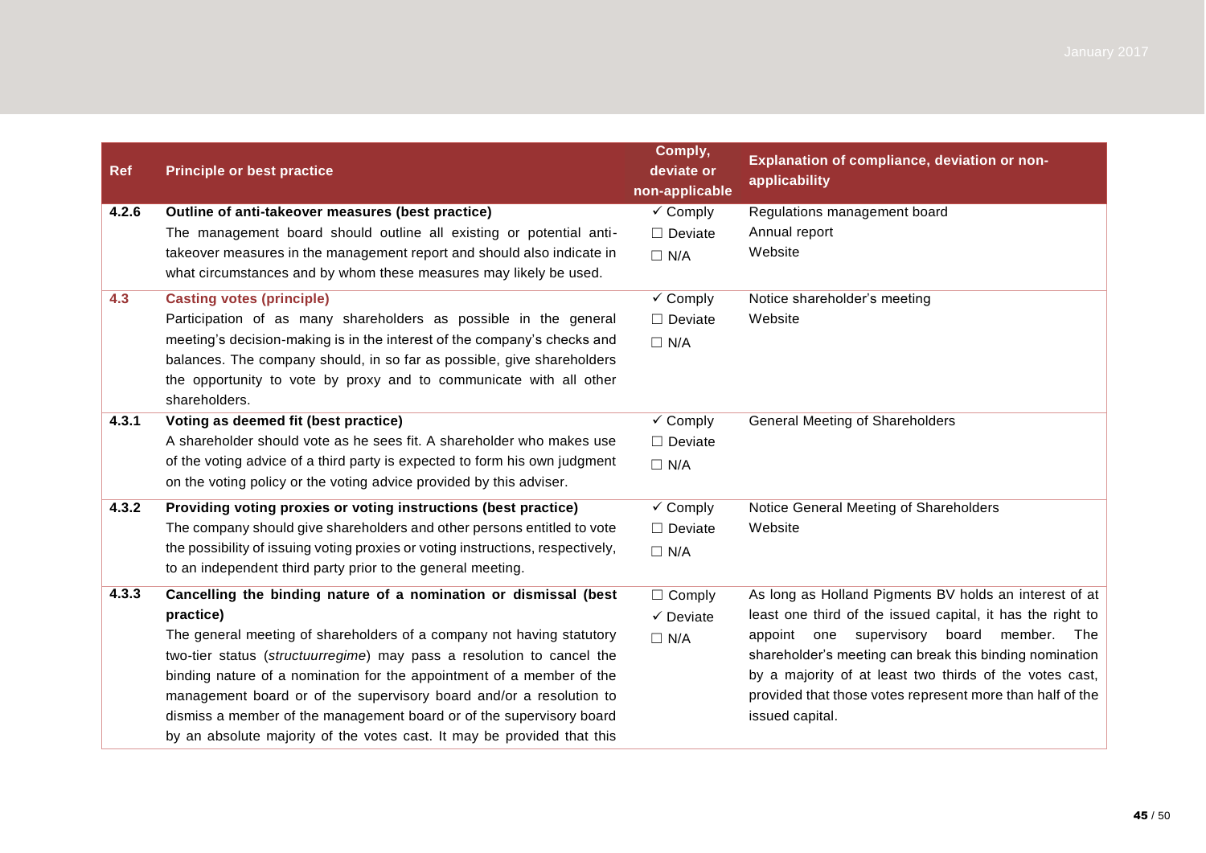| Ref | Principle or best practice | Comply, deviate or non-applicable | Explanation of compliance, deviation or non-applicability |
|---|---|---|---|
| 4.2.6 | **Outline of anti-takeover measures (best practice)**<br>The management board should outline all existing or potential anti-takeover measures in the management report and should also indicate in what circumstances and by whom these measures may likely be used. | ✓ Comply<br>☐ Deviate<br>☐ N/A | Regulations management board<br>Annual report<br>Website |
| 4.3 | **Casting votes (principle)**<br>Participation of as many shareholders as possible in the general meeting's decision-making is in the interest of the company's checks and balances. The company should, in so far as possible, give shareholders the opportunity to vote by proxy and to communicate with all other shareholders. | ✓ Comply<br>☐ Deviate<br>☐ N/A | Notice shareholder's meeting<br>Website |
| 4.3.1 | **Voting as deemed fit (best practice)**<br>A shareholder should vote as he sees fit. A shareholder who makes use of the voting advice of a third party is expected to form his own judgment on the voting policy or the voting advice provided by this adviser. | ✓ Comply<br>☐ Deviate<br>☐ N/A | General Meeting of Shareholders |
| 4.3.2 | **Providing voting proxies or voting instructions (best practice)**<br>The company should give shareholders and other persons entitled to vote the possibility of issuing voting proxies or voting instructions, respectively, to an independent third party prior to the general meeting. | ✓ Comply<br>☐ Deviate<br>☐ N/A | Notice General Meeting of Shareholders<br>Website |
| 4.3.3 | **Cancelling the binding nature of a nomination or dismissal (best practice)**<br>The general meeting of shareholders of a company not having statutory two-tier status (*structuurregime*) may pass a resolution to cancel the binding nature of a nomination for the appointment of a member of the management board or of the supervisory board and/or a resolution to dismiss a member of the management board or of the supervisory board by an absolute majority of the votes cast. It may be provided that this | ☐ Comply<br>✓ Deviate<br>☐ N/A | As long as Holland Pigments BV holds an interest of at least one third of the issued capital, it has the right to appoint one supervisory board member. The shareholder's meeting can break this binding nomination by a majority of at least two thirds of the votes cast, provided that those votes represent more than half of the issued capital. |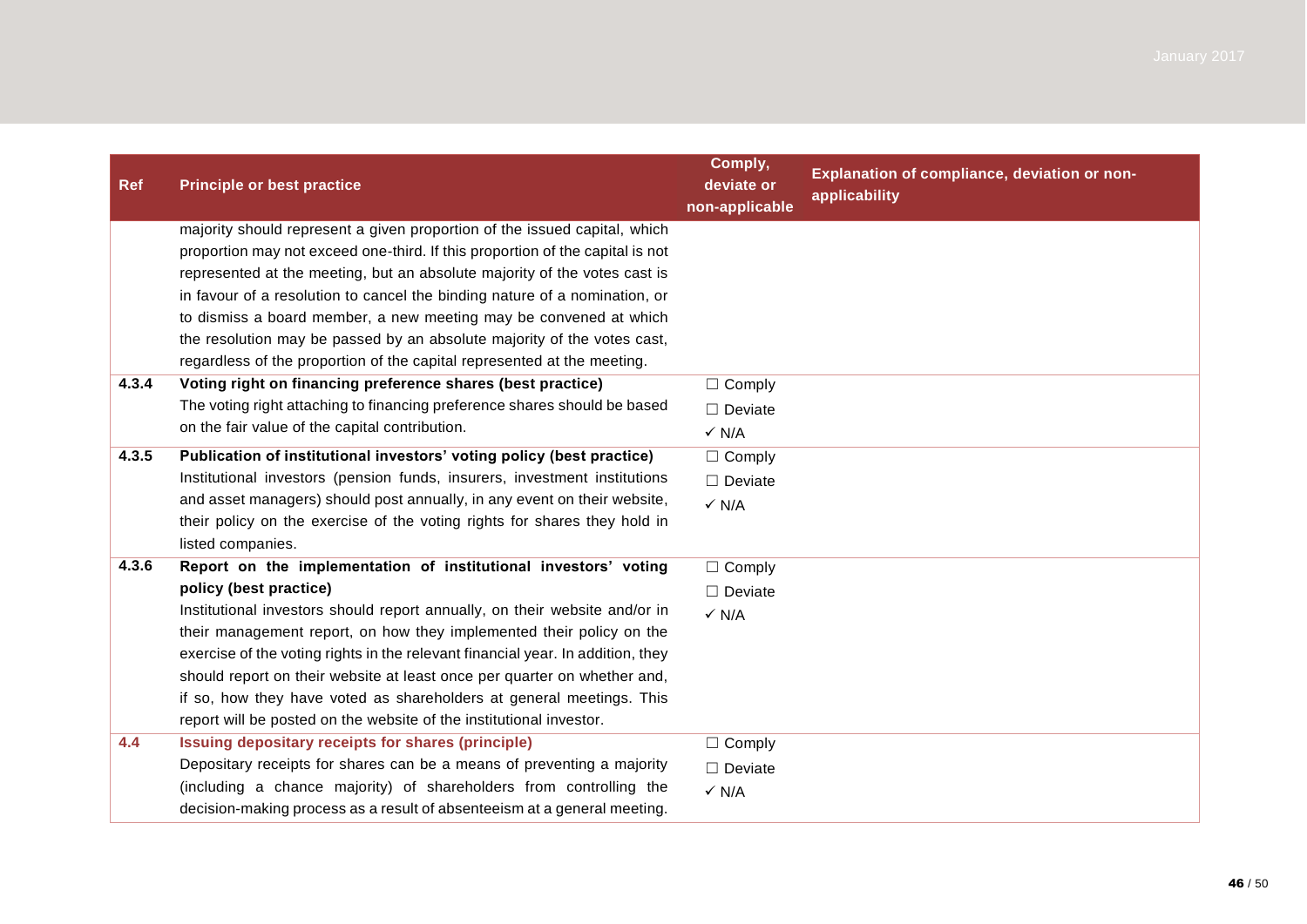| Ref | Principle or best practice | Comply, deviate or non-applicable | Explanation of compliance, deviation or non-applicability |
|---|---|---|---|
| | majority should represent a given proportion of the issued capital, which proportion may not exceed one-third. If this proportion of the capital is not represented at the meeting, but an absolute majority of the votes cast is in favour of a resolution to cancel the binding nature of a nomination, or to dismiss a board member, a new meeting may be convened at which the resolution may be passed by an absolute majority of the votes cast, regardless of the proportion of the capital represented at the meeting. | | |
| 4.3.4 | **Voting right on financing preference shares (best practice)** The voting right attaching to financing preference shares should be based on the fair value of the capital contribution. | ☐ Comply ☐ Deviate ✓ N/A | |
| 4.3.5 | **Publication of institutional investors' voting policy (best practice)** Institutional investors (pension funds, insurers, investment institutions and asset managers) should post annually, in any event on their website, their policy on the exercise of the voting rights for shares they hold in listed companies. | ☐ Comply ☐ Deviate ✓ N/A | |
| 4.3.6 | **Report on the implementation of institutional investors' voting policy (best practice)** Institutional investors should report annually, on their website and/or in their management report, on how they implemented their policy on the exercise of the voting rights in the relevant financial year. In addition, they should report on their website at least once per quarter on whether and, if so, how they have voted as shareholders at general meetings. This report will be posted on the website of the institutional investor. | ☐ Comply ☐ Deviate ✓ N/A | |
| 4.4 | **Issuing depositary receipts for shares (principle)** Depositary receipts for shares can be a means of preventing a majority (including a chance majority) of shareholders from controlling the decision-making process as a result of absenteeism at a general meeting. | ☐ Comply ☐ Deviate ✓ N/A | |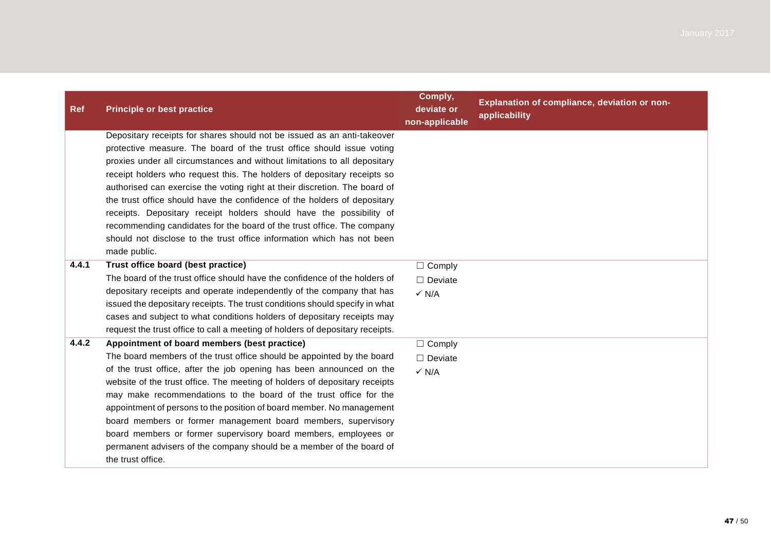| Ref | Principle or best practice | Comply, deviate or non-applicable | Explanation of compliance, deviation or non-applicability |
|---|---|---|---|
| | Depositary receipts for shares should not be issued as an anti-takeover protective measure. The board of the trust office should issue voting proxies under all circumstances and without limitations to all depositary receipt holders who request this. The holders of depositary receipts so authorised can exercise the voting right at their discretion. The board of the trust office should have the confidence of the holders of depositary receipts. Depositary receipt holders should have the possibility of recommending candidates for the board of the trust office. The company should not disclose to the trust office information which has not been made public. | | |
| 4.4.1 | **Trust office board (best practice)**<br>The board of the trust office should have the confidence of the holders of depositary receipts and operate independently of the company that has issued the depositary receipts. The trust conditions should specify in what cases and subject to what conditions holders of depositary receipts may request the trust office to call a meeting of holders of depositary receipts. | ☐ Comply<br>☐ Deviate<br>✓ N/A | |
| 4.4.2 | **Appointment of board members (best practice)**<br>The board members of the trust office should be appointed by the board of the trust office, after the job opening has been announced on the website of the trust office. The meeting of holders of depositary receipts may make recommendations to the board of the trust office for the appointment of persons to the position of board member. No management board members or former management board members, supervisory board members or former supervisory board members, employees or permanent advisers of the company should be a member of the board of the trust office. | ☐ Comply<br>☐ Deviate<br>✓ N/A | |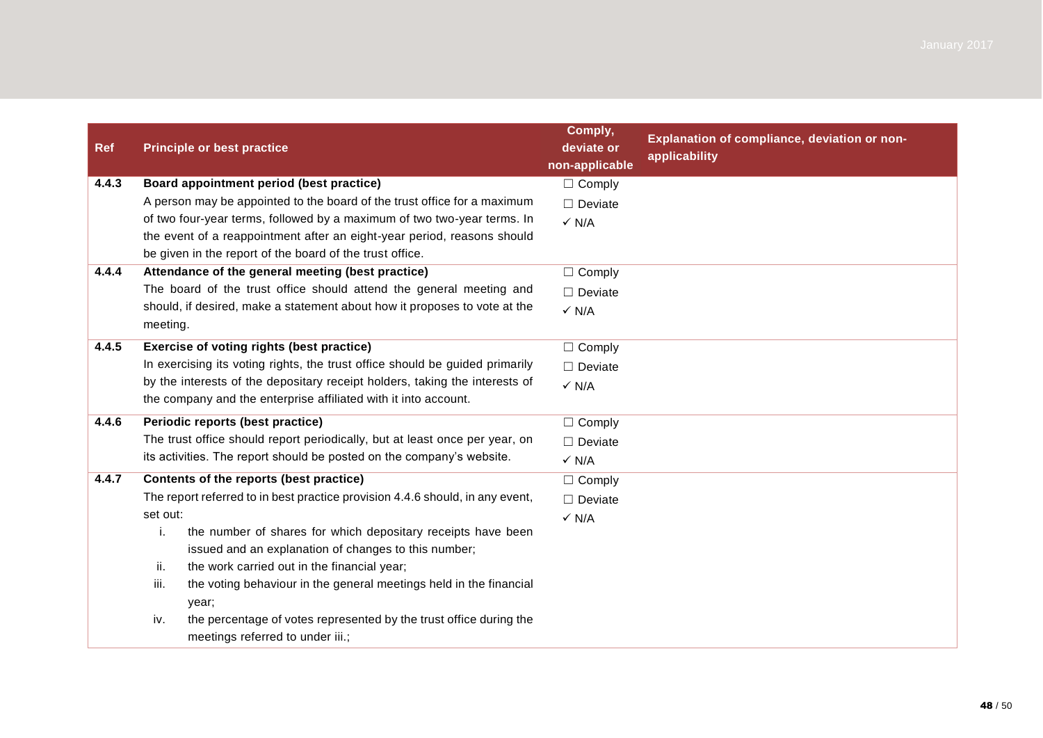| Ref | Principle or best practice | Comply, deviate or non-applicable | Explanation of compliance, deviation or non-applicability |
|---|---|---|---|
| 4.4.3 | **Board appointment period (best practice)**<br>A person may be appointed to the board of the trust office for a maximum of two four-year terms, followed by a maximum of two two-year terms. In the event of a reappointment after an eight-year period, reasons should be given in the report of the board of the trust office. | ☐ Comply<br>☐ Deviate<br>✓ N/A | |
| 4.4.4 | **Attendance of the general meeting (best practice)**<br>The board of the trust office should attend the general meeting and should, if desired, make a statement about how it proposes to vote at the meeting. | ☐ Comply<br>☐ Deviate<br>✓ N/A | |
| 4.4.5 | **Exercise of voting rights (best practice)**<br>In exercising its voting rights, the trust office should be guided primarily by the interests of the depositary receipt holders, taking the interests of the company and the enterprise affiliated with it into account. | ☐ Comply<br>☐ Deviate<br>✓ N/A | |
| 4.4.6 | **Periodic reports (best practice)**<br>The trust office should report periodically, but at least once per year, on its activities. The report should be posted on the company's website. | ☐ Comply<br>☐ Deviate<br>✓ N/A | |
| 4.4.7 | **Contents of the reports (best practice)**<br>The report referred to in best practice provision 4.4.6 should, in any event, set out:<br>i. the number of shares for which depositary receipts have been issued and an explanation of changes to this number;<br>ii. the work carried out in the financial year;<br>iii. the voting behaviour in the general meetings held in the financial year;<br>iv. the percentage of votes represented by the trust office during the meetings referred to under iii.; | ☐ Comply<br>☐ Deviate<br>✓ N/A | |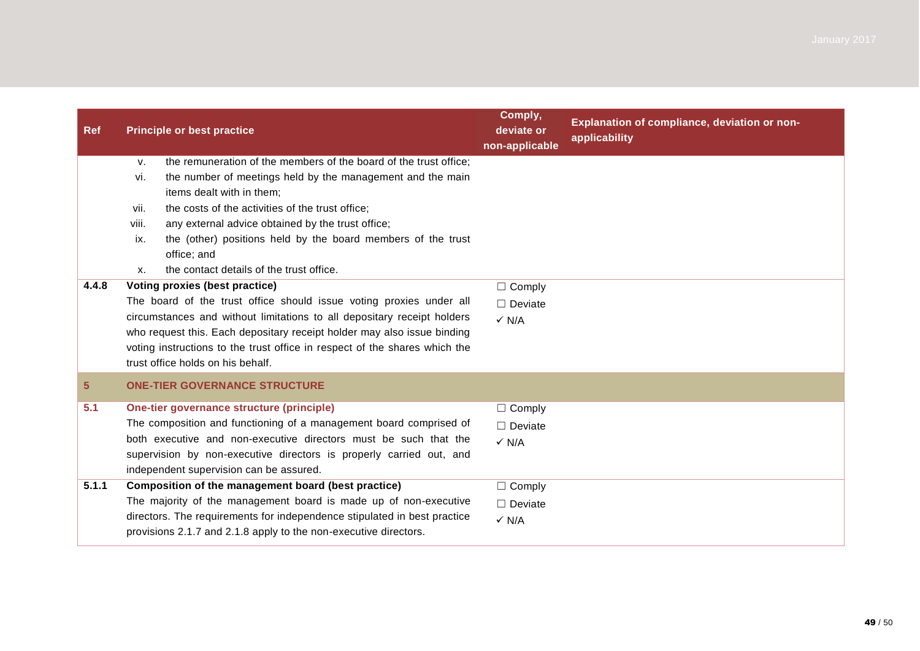| Ref | Principle or best practice | Comply, deviate or non-applicable | Explanation of compliance, deviation or non-applicability |
|---|---|---|---|
| | v. the remuneration of the members of the board of the trust office;<br>vi. the number of meetings held by the management and the main items dealt with in them;<br>vii. the costs of the activities of the trust office;<br>viii. any external advice obtained by the trust office;<br>ix. the (other) positions held by the board members of the trust office; and<br>x. the contact details of the trust office. | | |
| **4.4.8** | **Voting proxies (best practice)**<br>The board of the trust office should issue voting proxies under all circumstances and without limitations to all depositary receipt holders who request this. Each depositary receipt holder may also issue binding voting instructions to the trust office in respect of the shares which the trust office holds on his behalf. | ☐ Comply<br>☐ Deviate<br>✓ N/A | |
| **5** | **ONE-TIER GOVERNANCE STRUCTURE** | | |
| **5.1** | **One-tier governance structure (principle)**<br>The composition and functioning of a management board comprised of both executive and non-executive directors must be such that the supervision by non-executive directors is properly carried out, and independent supervision can be assured. | ☐ Comply<br>☐ Deviate<br>✓ N/A | |
| **5.1.1** | **Composition of the management board (best practice)**<br>The majority of the management board is made up of non-executive directors. The requirements for independence stipulated in best practice provisions 2.1.7 and 2.1.8 apply to the non-executive directors. | ☐ Comply<br>☐ Deviate<br>✓ N/A | |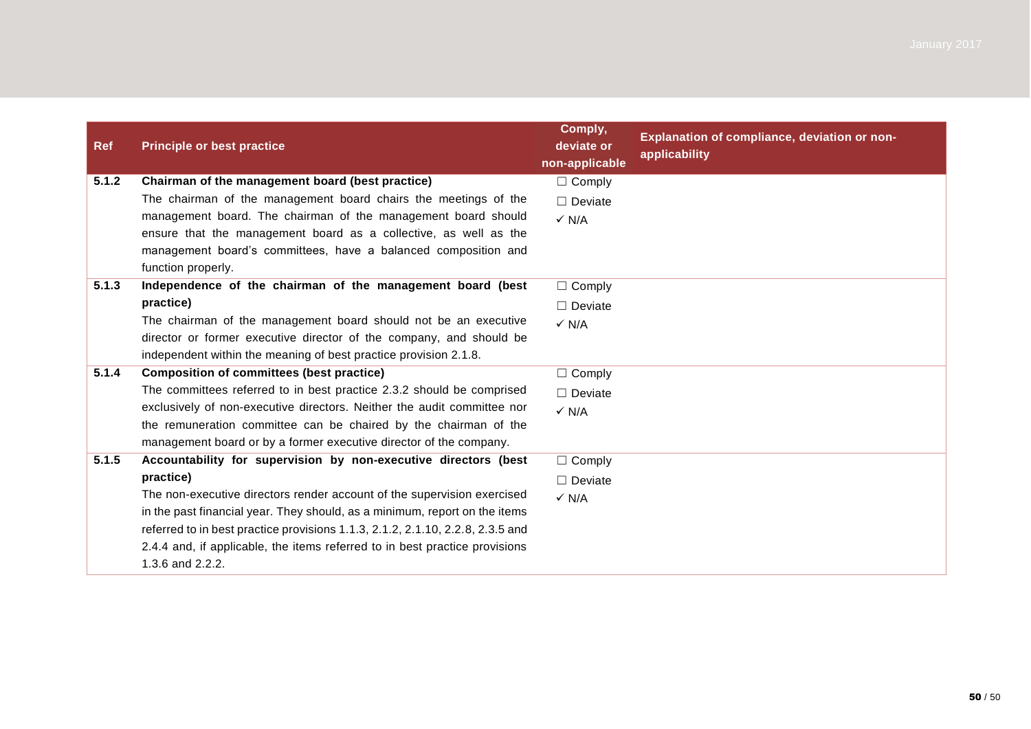| Ref | Principle or best practice | Comply, deviate or non-applicable | Explanation of compliance, deviation or non-applicability |
|---|---|---|---|
| 5.1.2 | **Chairman of the management board (best practice)**<br>The chairman of the management board chairs the meetings of the management board. The chairman of the management board should ensure that the management board as a collective, as well as the management board's committees, have a balanced composition and function properly. | ☐ Comply<br>☐ Deviate<br>✓ N/A | |
| 5.1.3 | **Independence of the chairman of the management board (best practice)**<br>The chairman of the management board should not be an executive director or former executive director of the company, and should be independent within the meaning of best practice provision 2.1.8. | ☐ Comply<br>☐ Deviate<br>✓ N/A | |
| 5.1.4 | **Composition of committees (best practice)**<br>The committees referred to in best practice 2.3.2 should be comprised exclusively of non-executive directors. Neither the audit committee nor the remuneration committee can be chaired by the chairman of the management board or by a former executive director of the company. | ☐ Comply<br>☐ Deviate<br>✓ N/A | |
| 5.1.5 | **Accountability for supervision by non-executive directors (best practice)**<br>The non-executive directors render account of the supervision exercised in the past financial year. They should, as a minimum, report on the items referred to in best practice provisions 1.1.3, 2.1.2, 2.1.10, 2.2.8, 2.3.5 and 2.4.4 and, if applicable, the items referred to in best practice provisions 1.3.6 and 2.2.2. | ☐ Comply<br>☐ Deviate<br>✓ N/A | |